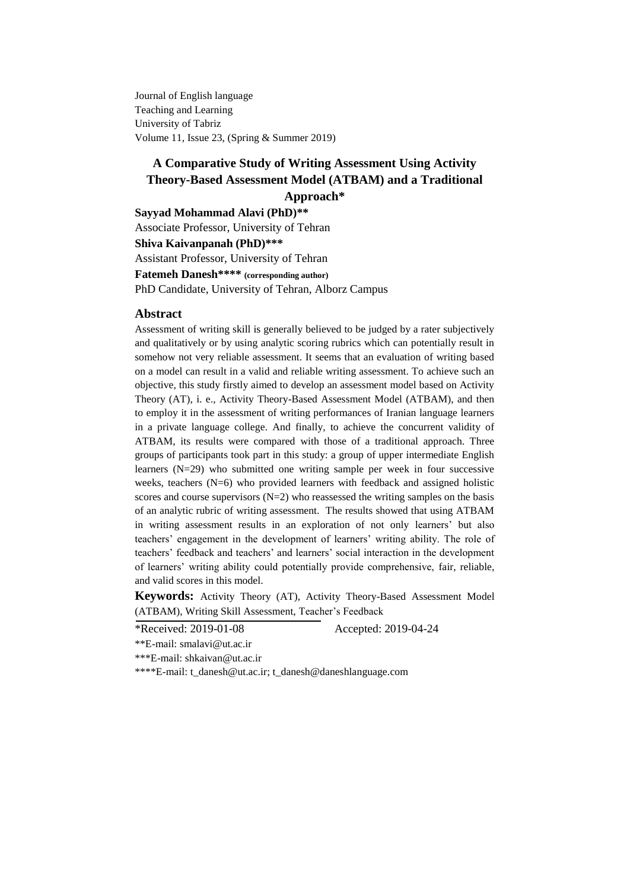Journal of English language
Teaching and Learning
University of Tabriz
Volume 11, Issue 23, (Spring & Summer 2019)

# A Comparative Study of Writing Assessment Using Activity Theory-Based Assessment Model (ATBAM) and a Traditional Approach*

**Sayyad Mohammad Alavi (PhD)****
Associate Professor, University of Tehran

**Shiva Kaivanpanah (PhD)*****
Assistant Professor, University of Tehran

**Fatemeh Danesh****** **(corresponding author)**
PhD Candidate, University of Tehran, Alborz Campus

## Abstract

Assessment of writing skill is generally believed to be judged by a rater subjectively and qualitatively or by using analytic scoring rubrics which can potentially result in somehow not very reliable assessment. It seems that an evaluation of writing based on a model can result in a valid and reliable writing assessment. To achieve such an objective, this study firstly aimed to develop an assessment model based on Activity Theory (AT), i. e., Activity Theory-Based Assessment Model (ATBAM), and then to employ it in the assessment of writing performances of Iranian language learners in a private language college. And finally, to achieve the concurrent validity of ATBAM, its results were compared with those of a traditional approach. Three groups of participants took part in this study: a group of upper intermediate English learners (N=29) who submitted one writing sample per week in four successive weeks, teachers (N=6) who provided learners with feedback and assigned holistic scores and course supervisors (N=2) who reassessed the writing samples on the basis of an analytic rubric of writing assessment. The results showed that using ATBAM in writing assessment results in an exploration of not only learners' but also teachers' engagement in the development of learners' writing ability. The role of teachers' feedback and teachers' and learners' social interaction in the development of learners' writing ability could potentially provide comprehensive, fair, reliable, and valid scores in this model.

**Keywords:** Activity Theory (AT), Activity Theory-Based Assessment Model (ATBAM), Writing Skill Assessment, Teacher's Feedback

*Received: 2019-01-08 Accepted: 2019-04-24

**E-mail: smalavi@ut.ac.ir

***E-mail: shkaivan@ut.ac.ir

****E-mail: t_danesh@ut.ac.ir; t_danesh@daneshlanguage.com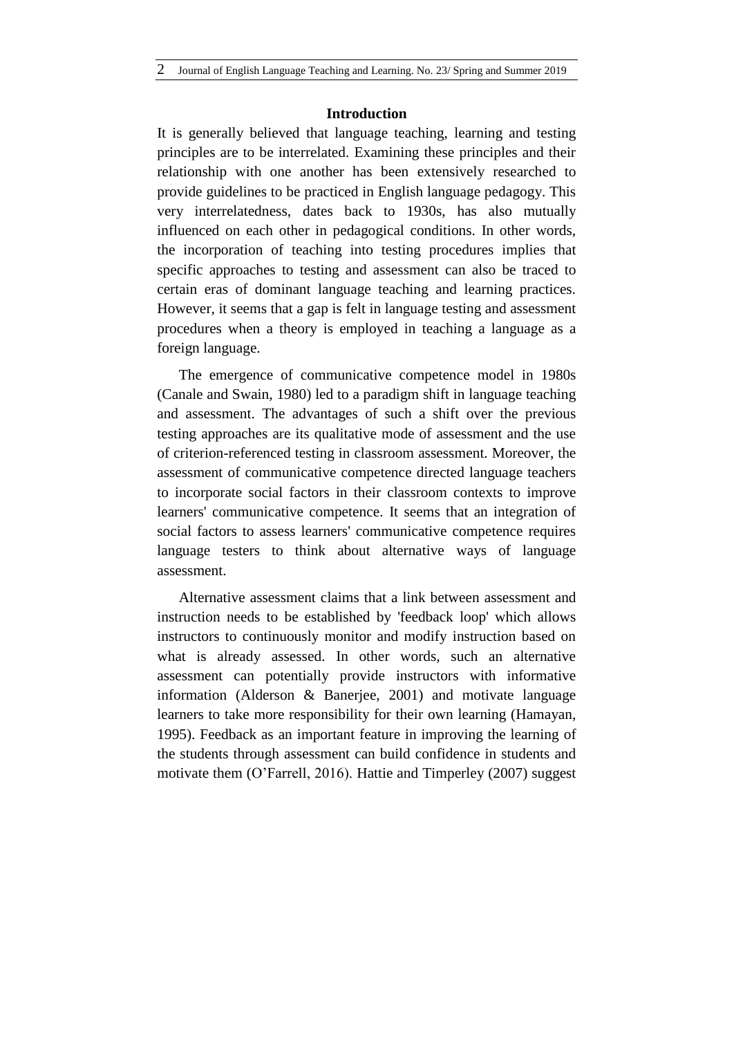## Introduction

It is generally believed that language teaching, learning and testing principles are to be interrelated. Examining these principles and their relationship with one another has been extensively researched to provide guidelines to be practiced in English language pedagogy. This very interrelatedness, dates back to 1930s, has also mutually influenced on each other in pedagogical conditions. In other words, the incorporation of teaching into testing procedures implies that specific approaches to testing and assessment can also be traced to certain eras of dominant language teaching and learning practices. However, it seems that a gap is felt in language testing and assessment procedures when a theory is employed in teaching a language as a foreign language.

The emergence of communicative competence model in 1980s (Canale and Swain, 1980) led to a paradigm shift in language teaching and assessment. The advantages of such a shift over the previous testing approaches are its qualitative mode of assessment and the use of criterion-referenced testing in classroom assessment. Moreover, the assessment of communicative competence directed language teachers to incorporate social factors in their classroom contexts to improve learners' communicative competence. It seems that an integration of social factors to assess learners' communicative competence requires language testers to think about alternative ways of language assessment.

Alternative assessment claims that a link between assessment and instruction needs to be established by 'feedback loop' which allows instructors to continuously monitor and modify instruction based on what is already assessed. In other words, such an alternative assessment can potentially provide instructors with informative information (Alderson & Banerjee, 2001) and motivate language learners to take more responsibility for their own learning (Hamayan, 1995). Feedback as an important feature in improving the learning of the students through assessment can build confidence in students and motivate them (O'Farrell, 2016). Hattie and Timperley (2007) suggest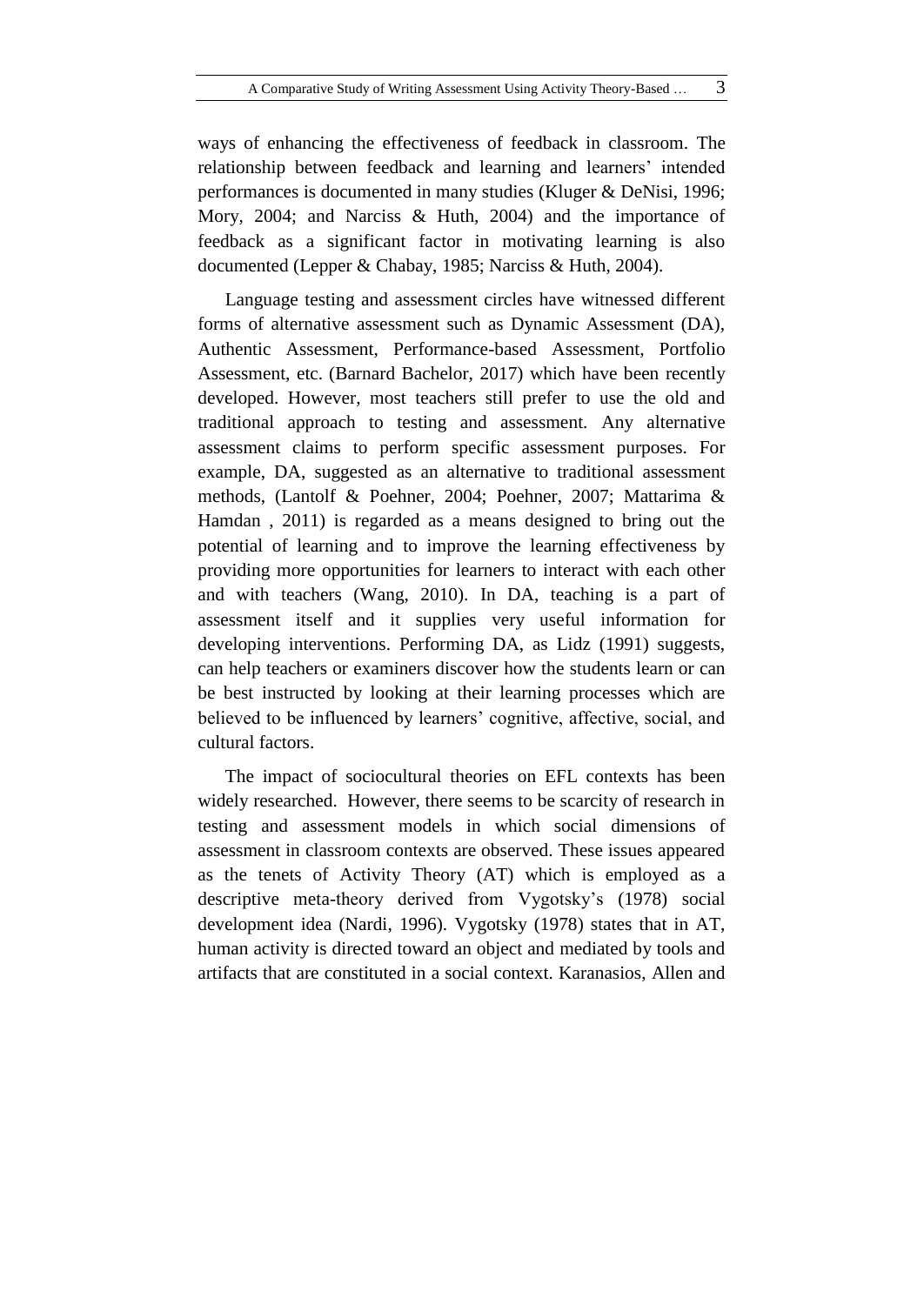ways of enhancing the effectiveness of feedback in classroom. The relationship between feedback and learning and learners' intended performances is documented in many studies (Kluger & DeNisi, 1996; Mory, 2004; and Narciss & Huth, 2004) and the importance of feedback as a significant factor in motivating learning is also documented (Lepper & Chabay, 1985; Narciss & Huth, 2004).

Language testing and assessment circles have witnessed different forms of alternative assessment such as Dynamic Assessment (DA), Authentic Assessment, Performance-based Assessment, Portfolio Assessment, etc. (Barnard Bachelor, 2017) which have been recently developed. However, most teachers still prefer to use the old and traditional approach to testing and assessment. Any alternative assessment claims to perform specific assessment purposes. For example, DA, suggested as an alternative to traditional assessment methods, (Lantolf & Poehner, 2004; Poehner, 2007; Mattarima & Hamdan , 2011) is regarded as a means designed to bring out the potential of learning and to improve the learning effectiveness by providing more opportunities for learners to interact with each other and with teachers (Wang, 2010). In DA, teaching is a part of assessment itself and it supplies very useful information for developing interventions. Performing DA, as Lidz (1991) suggests, can help teachers or examiners discover how the students learn or can be best instructed by looking at their learning processes which are believed to be influenced by learners' cognitive, affective, social, and cultural factors.

The impact of sociocultural theories on EFL contexts has been widely researched. However, there seems to be scarcity of research in testing and assessment models in which social dimensions of assessment in classroom contexts are observed. These issues appeared as the tenets of Activity Theory (AT) which is employed as a descriptive meta-theory derived from Vygotsky's (1978) social development idea (Nardi, 1996). Vygotsky (1978) states that in AT, human activity is directed toward an object and mediated by tools and artifacts that are constituted in a social context. Karanasios, Allen and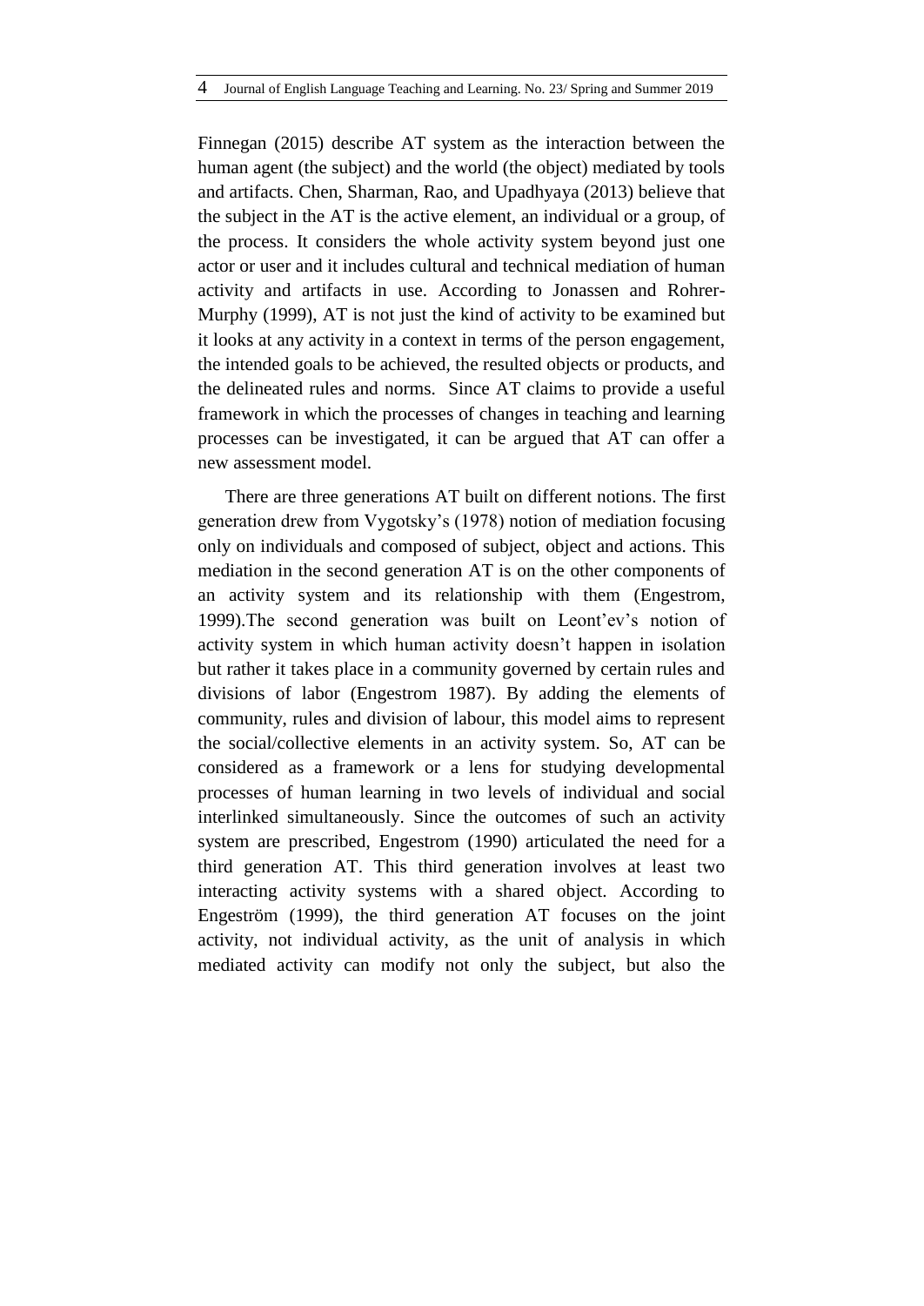Finnegan (2015) describe AT system as the interaction between the human agent (the subject) and the world (the object) mediated by tools and artifacts. Chen, Sharman, Rao, and Upadhyaya (2013) believe that the subject in the AT is the active element, an individual or a group, of the process. It considers the whole activity system beyond just one actor or user and it includes cultural and technical mediation of human activity and artifacts in use. According to Jonassen and Rohrer-Murphy (1999), AT is not just the kind of activity to be examined but it looks at any activity in a context in terms of the person engagement, the intended goals to be achieved, the resulted objects or products, and the delineated rules and norms. Since AT claims to provide a useful framework in which the processes of changes in teaching and learning processes can be investigated, it can be argued that AT can offer a new assessment model.

There are three generations AT built on different notions. The first generation drew from Vygotsky's (1978) notion of mediation focusing only on individuals and composed of subject, object and actions. This mediation in the second generation AT is on the other components of an activity system and its relationship with them (Engestrom, 1999).The second generation was built on Leont'ev's notion of activity system in which human activity doesn't happen in isolation but rather it takes place in a community governed by certain rules and divisions of labor (Engestrom 1987). By adding the elements of community, rules and division of labour, this model aims to represent the social/collective elements in an activity system. So, AT can be considered as a framework or a lens for studying developmental processes of human learning in two levels of individual and social interlinked simultaneously. Since the outcomes of such an activity system are prescribed, Engestrom (1990) articulated the need for a third generation AT. This third generation involves at least two interacting activity systems with a shared object. According to Engeström (1999), the third generation AT focuses on the joint activity, not individual activity, as the unit of analysis in which mediated activity can modify not only the subject, but also the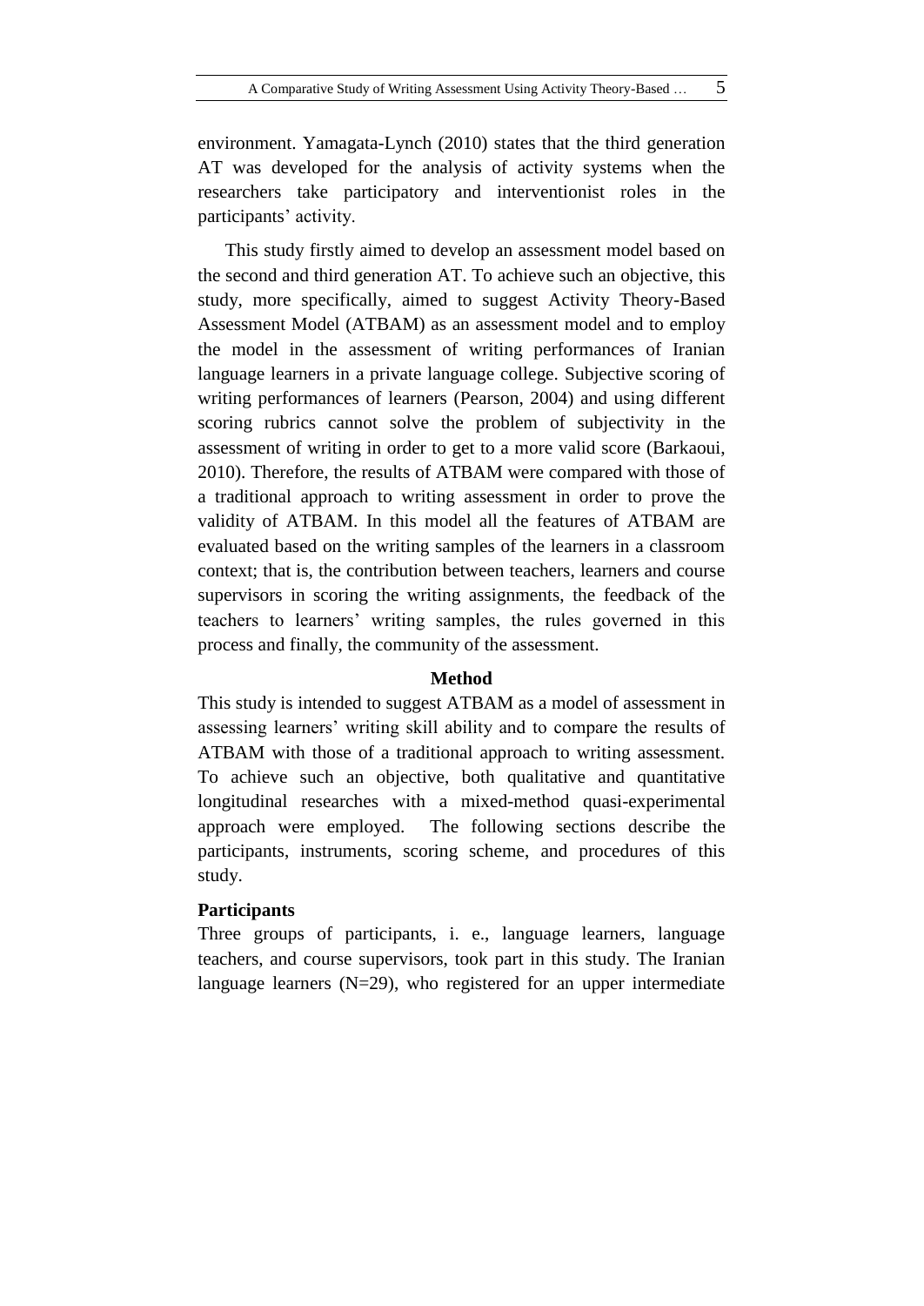environment. Yamagata-Lynch (2010) states that the third generation AT was developed for the analysis of activity systems when the researchers take participatory and interventionist roles in the participants' activity.

This study firstly aimed to develop an assessment model based on the second and third generation AT. To achieve such an objective, this study, more specifically, aimed to suggest Activity Theory-Based Assessment Model (ATBAM) as an assessment model and to employ the model in the assessment of writing performances of Iranian language learners in a private language college. Subjective scoring of writing performances of learners (Pearson, 2004) and using different scoring rubrics cannot solve the problem of subjectivity in the assessment of writing in order to get to a more valid score (Barkaoui, 2010). Therefore, the results of ATBAM were compared with those of a traditional approach to writing assessment in order to prove the validity of ATBAM. In this model all the features of ATBAM are evaluated based on the writing samples of the learners in a classroom context; that is, the contribution between teachers, learners and course supervisors in scoring the writing assignments, the feedback of the teachers to learners' writing samples, the rules governed in this process and finally, the community of the assessment.

## Method

This study is intended to suggest ATBAM as a model of assessment in assessing learners' writing skill ability and to compare the results of ATBAM with those of a traditional approach to writing assessment. To achieve such an objective, both qualitative and quantitative longitudinal researches with a mixed-method quasi-experimental approach were employed. The following sections describe the participants, instruments, scoring scheme, and procedures of this study.

### Participants

Three groups of participants, i. e., language learners, language teachers, and course supervisors, took part in this study. The Iranian language learners (N=29), who registered for an upper intermediate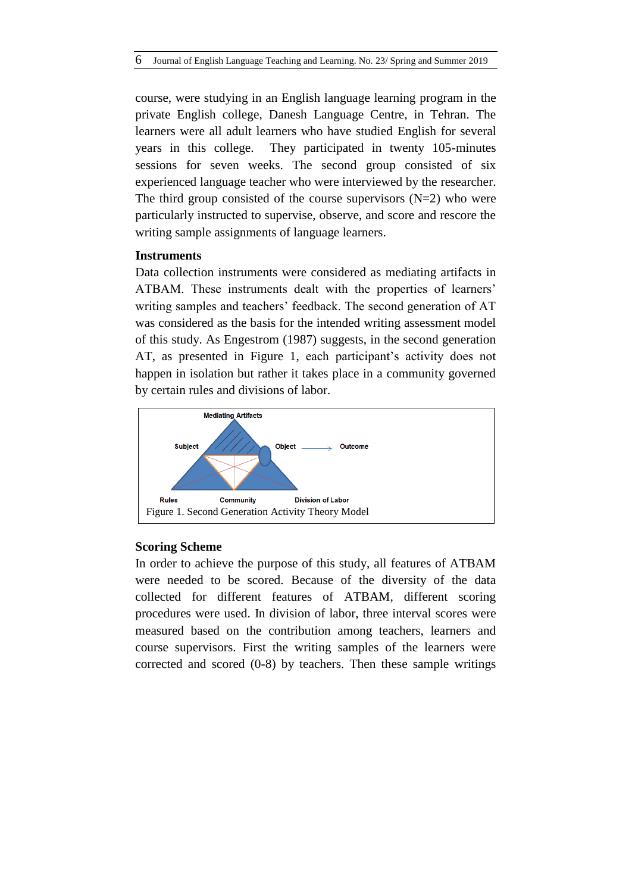course, were studying in an English language learning program in the private English college, Danesh Language Centre, in Tehran. The learners were all adult learners who have studied English for several years in this college. They participated in twenty 105-minutes sessions for seven weeks. The second group consisted of six experienced language teacher who were interviewed by the researcher. The third group consisted of the course supervisors (N=2) who were particularly instructed to supervise, observe, and score and rescore the writing sample assignments of language learners.

**Instruments**

Data collection instruments were considered as mediating artifacts in ATBAM. These instruments dealt with the properties of learners' writing samples and teachers' feedback. The second generation of AT was considered as the basis for the intended writing assessment model of this study. As Engestrom (1987) suggests, in the second generation AT, as presented in Figure 1, each participant's activity does not happen in isolation but rather it takes place in a community governed by certain rules and divisions of labor.

Mediating Artifacts

Subject Object Outcome

Rules Community Division of Labor

Figure 1. Second Generation Activity Theory Model

**Scoring Scheme**

In order to achieve the purpose of this study, all features of ATBAM were needed to be scored. Because of the diversity of the data collected for different features of ATBAM, different scoring procedures were used. In division of labor, three interval scores were measured based on the contribution among teachers, learners and course supervisors. First the writing samples of the learners were corrected and scored (0-8) by teachers. Then these sample writings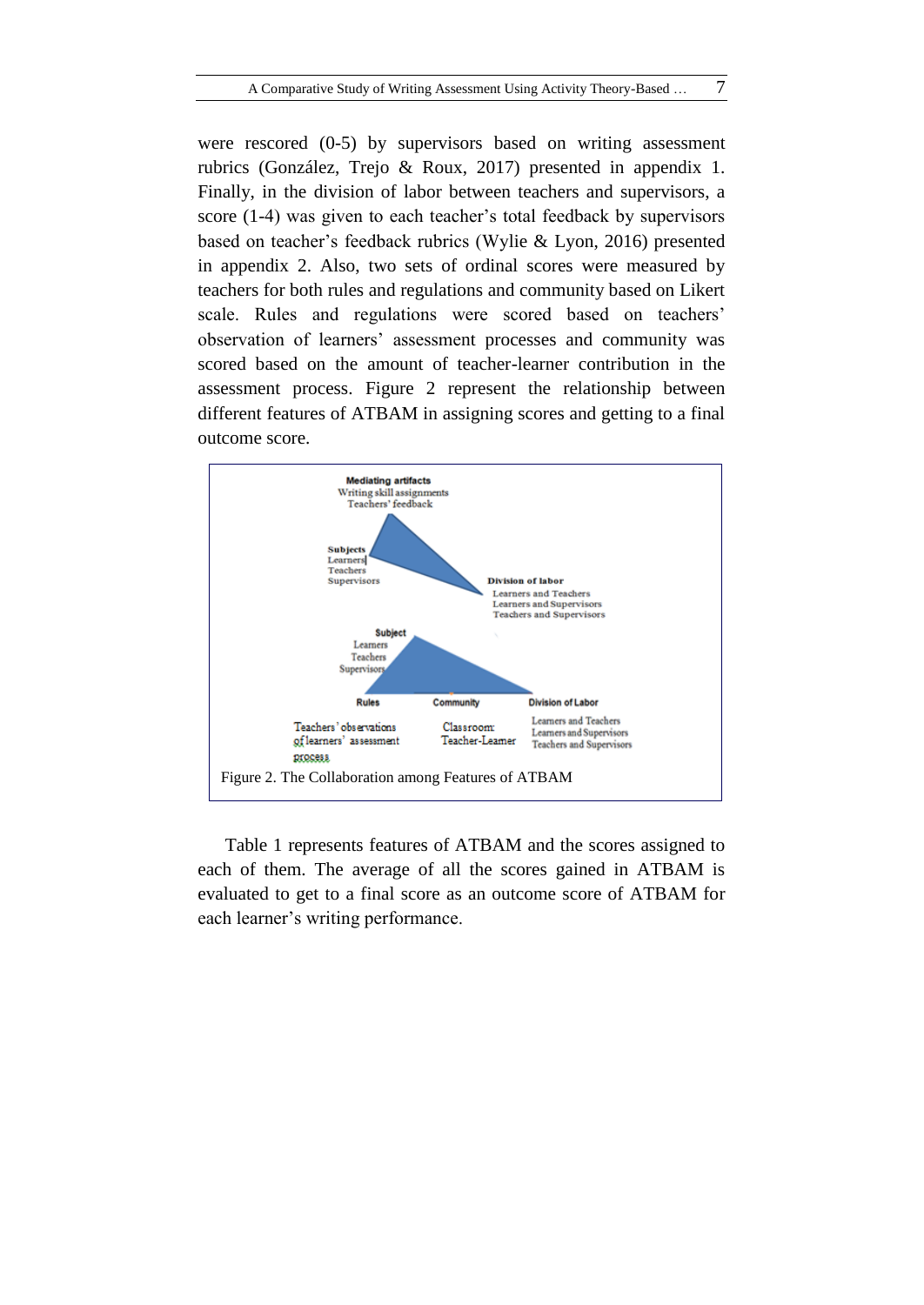were rescored (0-5) by supervisors based on writing assessment rubrics (González, Trejo & Roux, 2017) presented in appendix 1. Finally, in the division of labor between teachers and supervisors, a score (1-4) was given to each teacher's total feedback by supervisors based on teacher's feedback rubrics (Wylie & Lyon, 2016) presented in appendix 2. Also, two sets of ordinal scores were measured by teachers for both rules and regulations and community based on Likert scale. Rules and regulations were scored based on teachers' observation of learners' assessment processes and community was scored based on the amount of teacher-learner contribution in the assessment process. Figure 2 represent the relationship between different features of ATBAM in assigning scores and getting to a final outcome score.

**Mediating artifacts**
Writing skill assignments
Teachers' feedback

**Subjects**
Learners
Teachers
Supervisors

**Division of labor**
Learners and Teachers
Learners and Supervisors
Teachers and Supervisors

**Subject**
Learners
Teachers
Supervisors

**Rules**
Teachers' observations of learners' assessment process

**Community**
Classroom: Teacher-Learner

**Division of Labor**
Learners and Teachers
Learners and Supervisors
Teachers and Supervisors

Figure 2. The Collaboration among Features of ATBAM

Table 1 represents features of ATBAM and the scores assigned to each of them. The average of all the scores gained in ATBAM is evaluated to get to a final score as an outcome score of ATBAM for each learner's writing performance.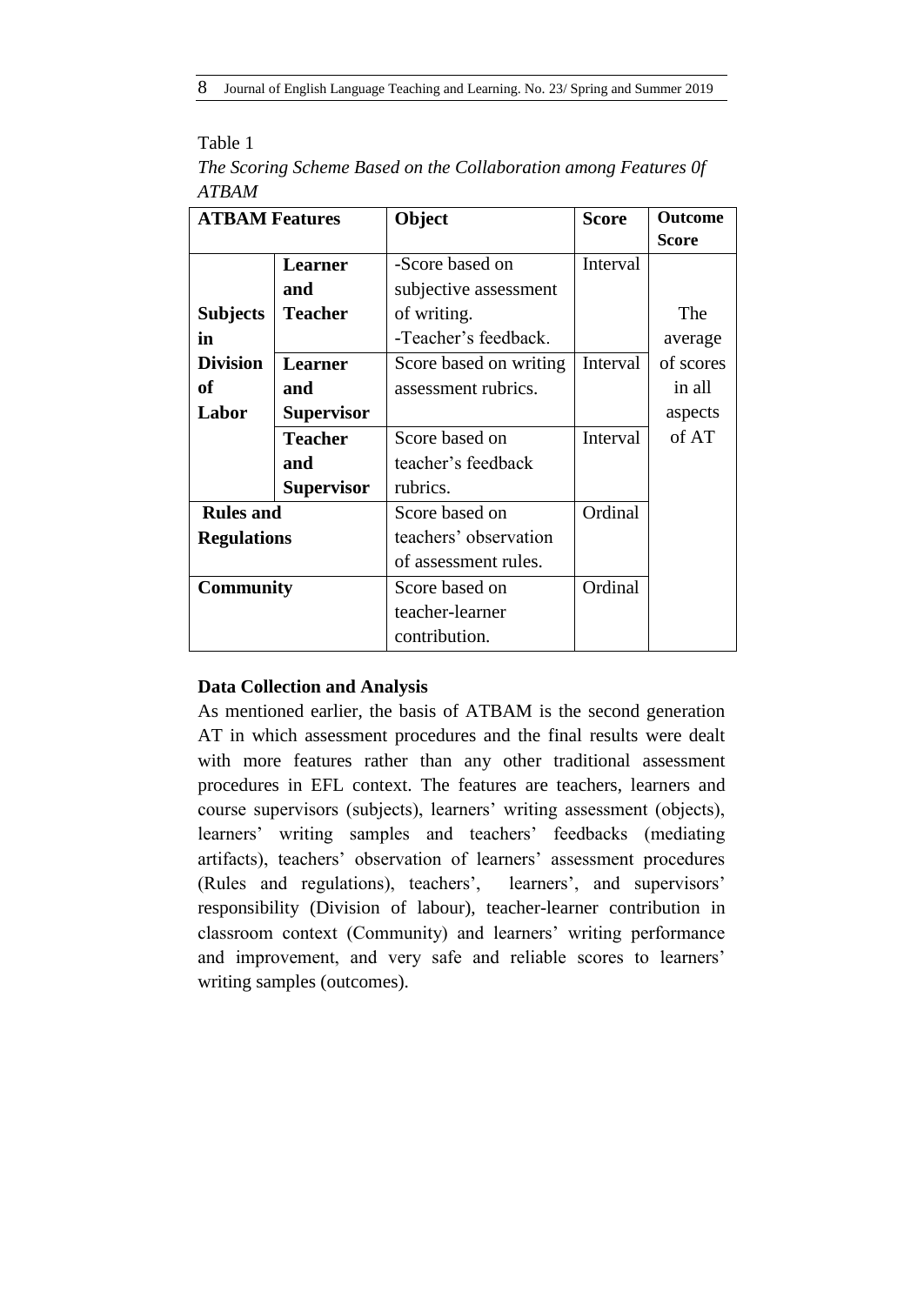Table 1

*The Scoring Scheme Based on the Collaboration among Features 0f ATBAM*

| **ATBAM Features** | | **Object** | **Score** | **Outcome Score** |
|---|---|---|---|---|
| **Subjects in Division of Labor** | **Learner and Teacher** | -Score based on subjective assessment of writing. -Teacher's feedback. | Interval | The average of scores in all aspects of AT |
| | **Learner and Supervisor** | Score based on writing assessment rubrics. | Interval | |
| | **Teacher and Supervisor** | Score based on teacher's feedback rubrics. | Interval | |
| **Rules and Regulations** | | Score based on teachers' observation of assessment rules. | Ordinal | |
| **Community** | | Score based on teacher-learner contribution. | Ordinal | |

### Data Collection and Analysis

As mentioned earlier, the basis of ATBAM is the second generation AT in which assessment procedures and the final results were dealt with more features rather than any other traditional assessment procedures in EFL context. The features are teachers, learners and course supervisors (subjects), learners' writing assessment (objects), learners' writing samples and teachers' feedbacks (mediating artifacts), teachers' observation of learners' assessment procedures (Rules and regulations), teachers', learners', and supervisors' responsibility (Division of labour), teacher-learner contribution in classroom context (Community) and learners' writing performance and improvement, and very safe and reliable scores to learners' writing samples (outcomes).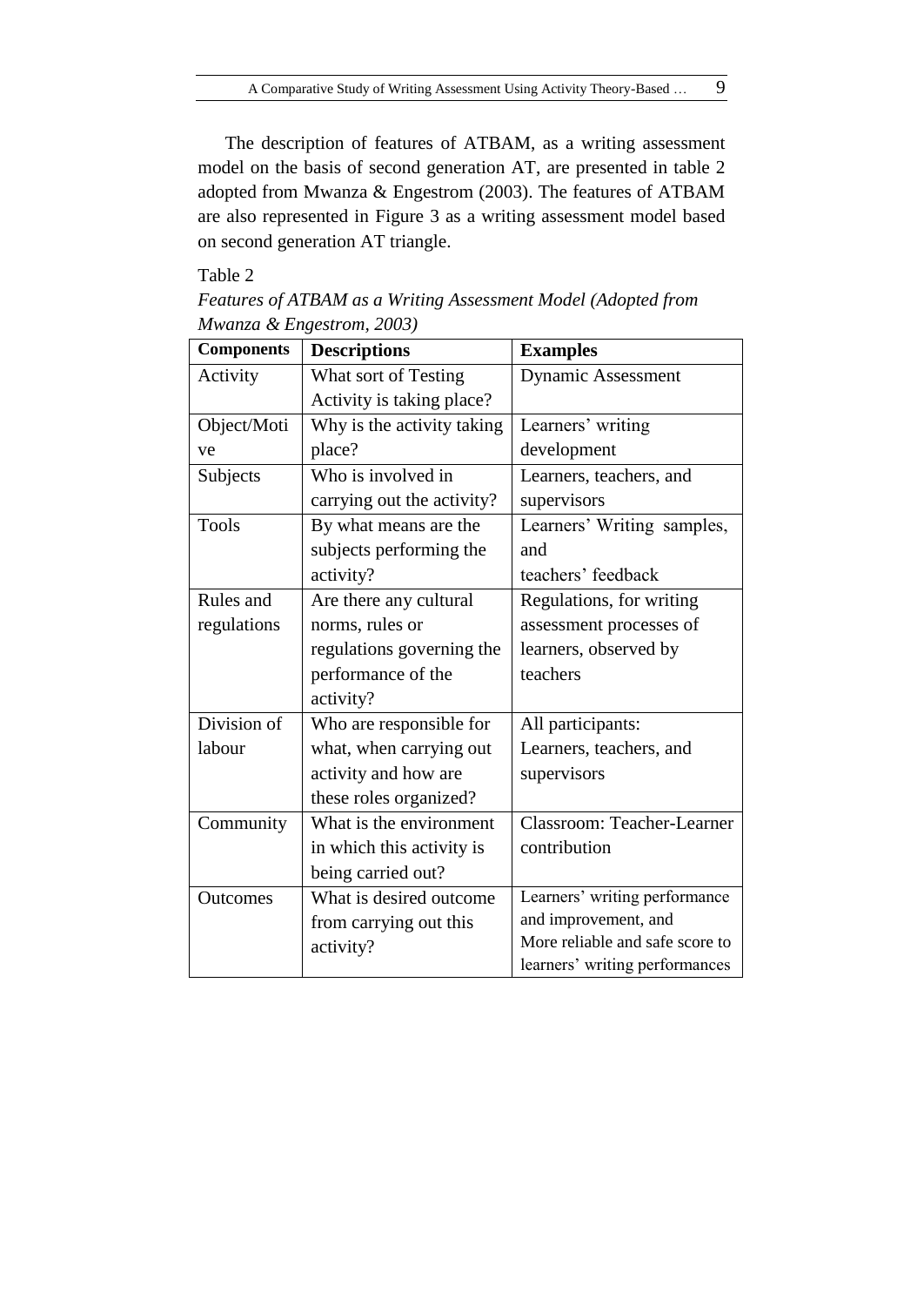The description of features of ATBAM, as a writing assessment model on the basis of second generation AT, are presented in table 2 adopted from Mwanza & Engestrom (2003). The features of ATBAM are also represented in Figure 3 as a writing assessment model based on second generation AT triangle.

Table 2

*Features of ATBAM as a Writing Assessment Model (Adopted from Mwanza & Engestrom, 2003)*

| **Components** | **Descriptions** | **Examples** |
|---|---|---|
| Activity | What sort of Testing Activity is taking place? | Dynamic Assessment |
| Object/Motive | Why is the activity taking place? | Learners' writing development |
| Subjects | Who is involved in carrying out the activity? | Learners, teachers, and supervisors |
| Tools | By what means are the subjects performing the activity? | Learners' Writing samples, and teachers' feedback |
| Rules and regulations | Are there any cultural norms, rules or regulations governing the performance of the activity? | Regulations, for writing assessment processes of learners, observed by teachers |
| Division of labour | Who are responsible for what, when carrying out activity and how are these roles organized? | All participants: Learners, teachers, and supervisors |
| Community | What is the environment in which this activity is being carried out? | Classroom: Teacher-Learner contribution |
| Outcomes | What is desired outcome from carrying out this activity? | Learners' writing performance and improvement, and More reliable and safe score to learners' writing performances |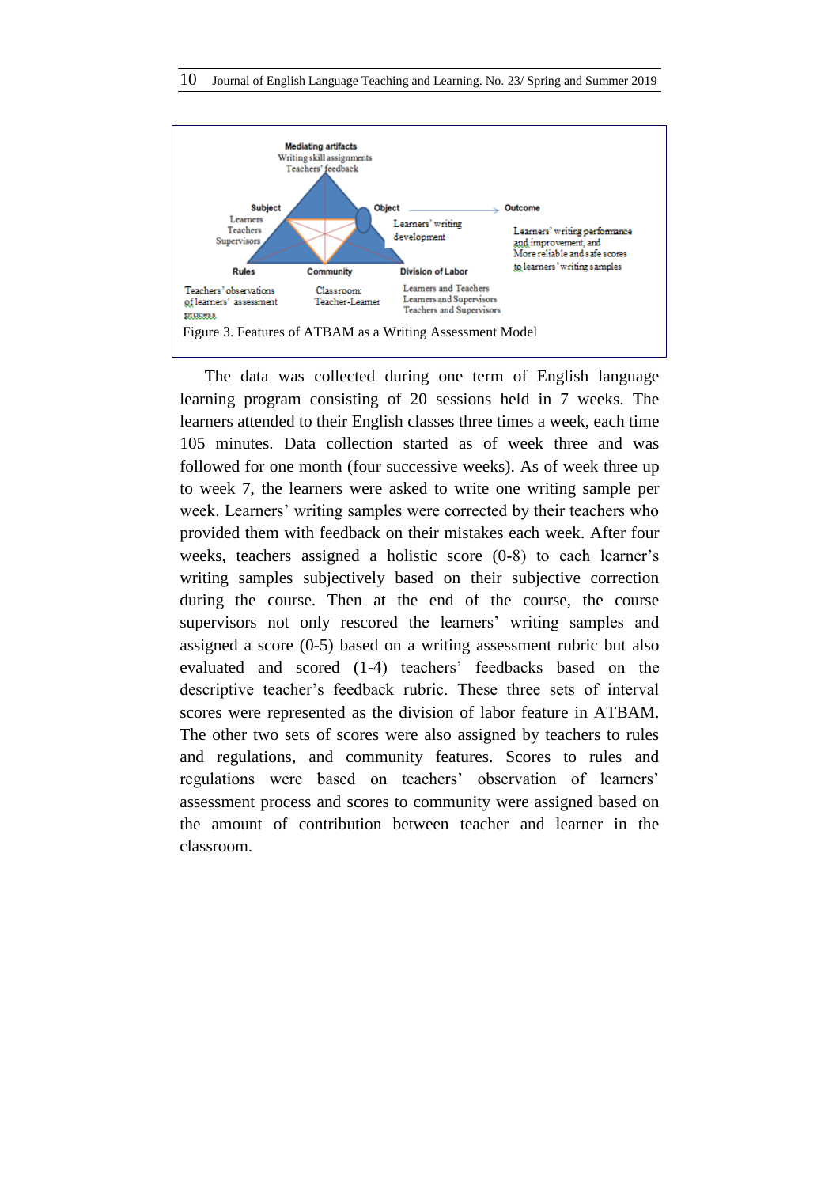Mediating artifacts
Writing skill assignments
Teachers' feedback

Subject
Learners
Teachers
Supervisors

Object
Learners' writing development

Outcome
Learners' writing performance and improvement, and
More reliable and safe scores to learners' writing samples

Rules
Teachers' observations of learners' assessment process

Community
Classroom:
Teacher-Learner

Division of Labor
Learners and Teachers
Learners and Supervisors
Teachers and Supervisors

Figure 3. Features of ATBAM as a Writing Assessment Model

The data was collected during one term of English language learning program consisting of 20 sessions held in 7 weeks. The learners attended to their English classes three times a week, each time 105 minutes. Data collection started as of week three and was followed for one month (four successive weeks). As of week three up to week 7, the learners were asked to write one writing sample per week. Learners' writing samples were corrected by their teachers who provided them with feedback on their mistakes each week. After four weeks, teachers assigned a holistic score (0-8) to each learner's writing samples subjectively based on their subjective correction during the course. Then at the end of the course, the course supervisors not only rescored the learners' writing samples and assigned a score (0-5) based on a writing assessment rubric but also evaluated and scored (1-4) teachers' feedbacks based on the descriptive teacher's feedback rubric. These three sets of interval scores were represented as the division of labor feature in ATBAM. The other two sets of scores were also assigned by teachers to rules and regulations, and community features. Scores to rules and regulations were based on teachers' observation of learners' assessment process and scores to community were assigned based on the amount of contribution between teacher and learner in the classroom.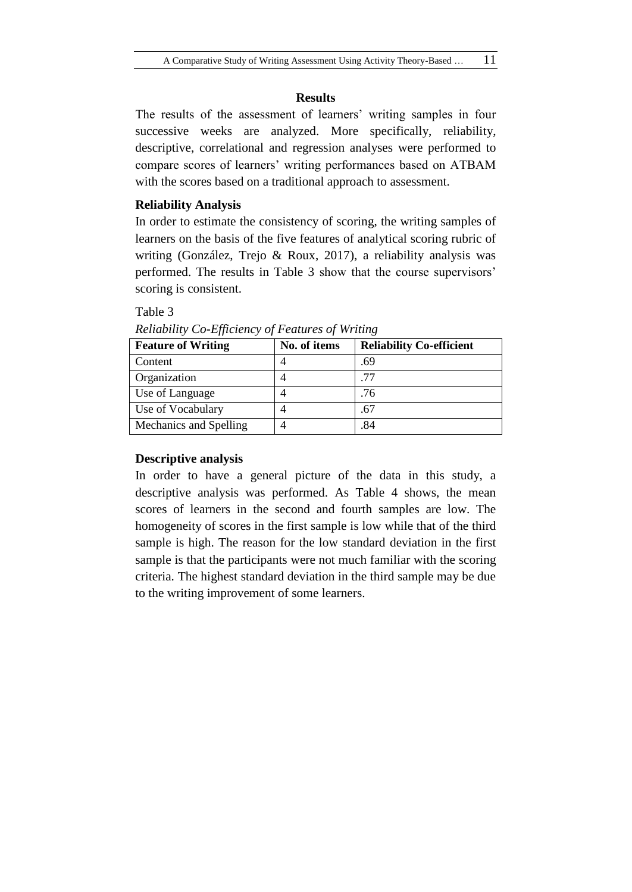## Results

The results of the assessment of learners' writing samples in four successive weeks are analyzed. More specifically, reliability, descriptive, correlational and regression analyses were performed to compare scores of learners' writing performances based on ATBAM with the scores based on a traditional approach to assessment.

### Reliability Analysis

In order to estimate the consistency of scoring, the writing samples of learners on the basis of the five features of analytical scoring rubric of writing (González, Trejo & Roux, 2017), a reliability analysis was performed. The results in Table 3 show that the course supervisors' scoring is consistent.

Table 3

*Reliability Co-Efficiency of Features of Writing*

| Feature of Writing | No. of items | Reliability Co-efficient |
|---|---|---|
| Content | 4 | .69 |
| Organization | 4 | .77 |
| Use of Language | 4 | .76 |
| Use of Vocabulary | 4 | .67 |
| Mechanics and Spelling | 4 | .84 |

### Descriptive analysis

In order to have a general picture of the data in this study, a descriptive analysis was performed. As Table 4 shows, the mean scores of learners in the second and fourth samples are low. The homogeneity of scores in the first sample is low while that of the third sample is high. The reason for the low standard deviation in the first sample is that the participants were not much familiar with the scoring criteria. The highest standard deviation in the third sample may be due to the writing improvement of some learners.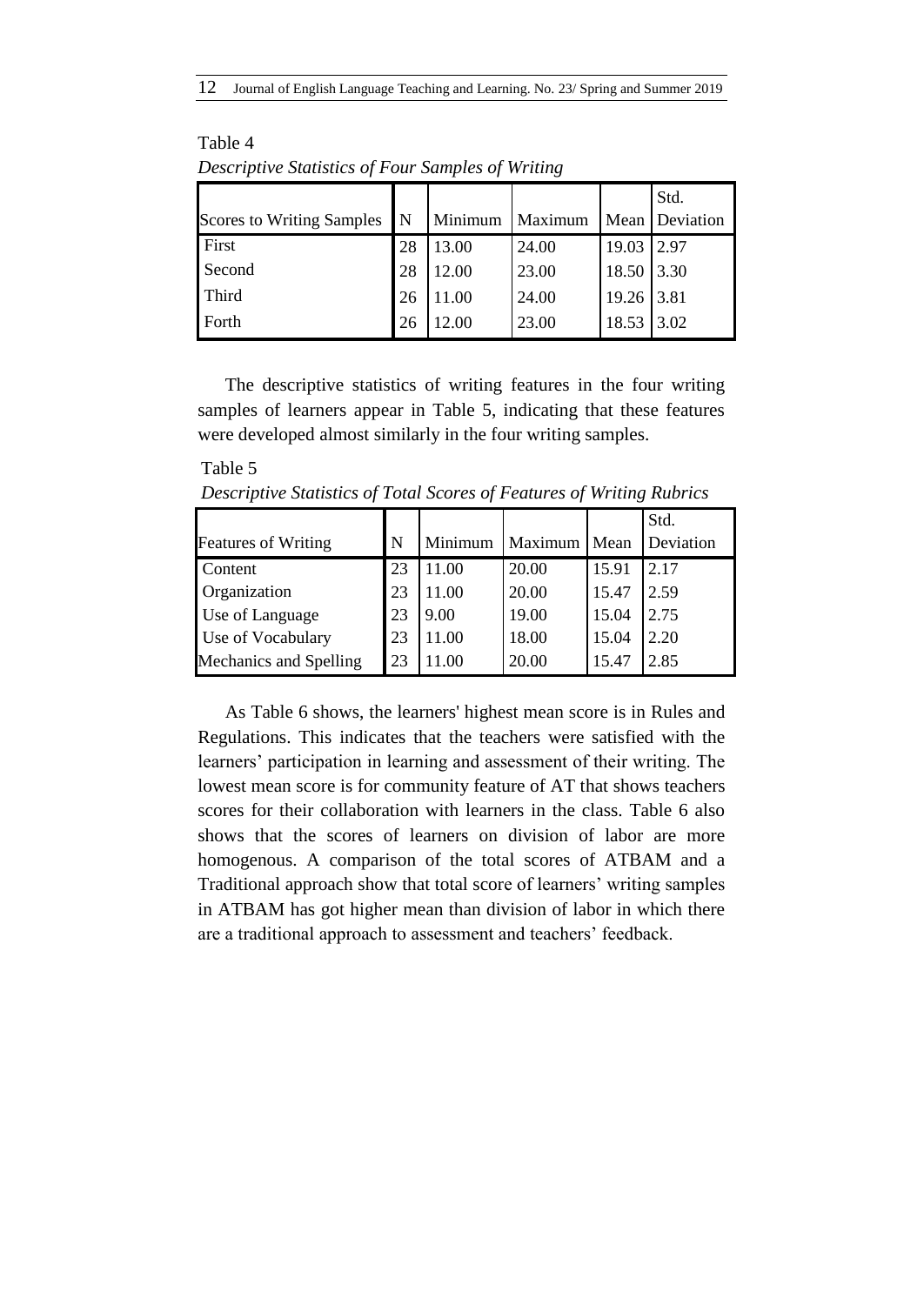Table 4

*Descriptive Statistics of Four Samples of Writing*

| Scores to Writing Samples | N | Minimum | Maximum | Mean | Std. Deviation |
|---|---|---|---|---|---|
| First | 28 | 13.00 | 24.00 | 19.03 | 2.97 |
| Second | 28 | 12.00 | 23.00 | 18.50 | 3.30 |
| Third | 26 | 11.00 | 24.00 | 19.26 | 3.81 |
| Forth | 26 | 12.00 | 23.00 | 18.53 | 3.02 |

The descriptive statistics of writing features in the four writing samples of learners appear in Table 5, indicating that these features were developed almost similarly in the four writing samples.

Table 5

*Descriptive Statistics of Total Scores of Features of Writing Rubrics*

| Features of Writing | N | Minimum | Maximum | Mean | Std. Deviation |
|---|---|---|---|---|---|
| Content | 23 | 11.00 | 20.00 | 15.91 | 2.17 |
| Organization | 23 | 11.00 | 20.00 | 15.47 | 2.59 |
| Use of Language | 23 | 9.00 | 19.00 | 15.04 | 2.75 |
| Use of Vocabulary | 23 | 11.00 | 18.00 | 15.04 | 2.20 |
| Mechanics and Spelling | 23 | 11.00 | 20.00 | 15.47 | 2.85 |

As Table 6 shows, the learners' highest mean score is in Rules and Regulations. This indicates that the teachers were satisfied with the learners' participation in learning and assessment of their writing. The lowest mean score is for community feature of AT that shows teachers scores for their collaboration with learners in the class. Table 6 also shows that the scores of learners on division of labor are more homogenous. A comparison of the total scores of ATBAM and a Traditional approach show that total score of learners' writing samples in ATBAM has got higher mean than division of labor in which there are a traditional approach to assessment and teachers' feedback.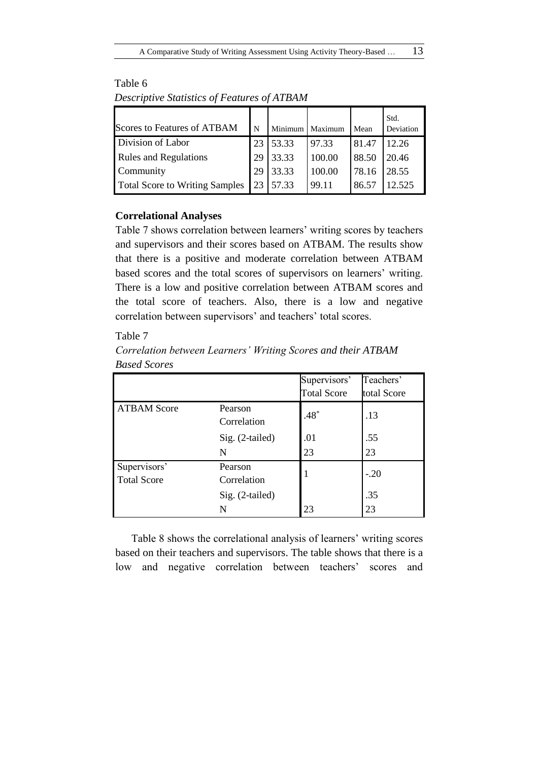Table 6

*Descriptive Statistics of Features of ATBAM*

| Scores to Features of ATBAM | N | Minimum | Maximum | Mean | Std. Deviation |
|---|---|---|---|---|---|
| Division of Labor | 23 | 53.33 | 97.33 | 81.47 | 12.26 |
| Rules and Regulations | 29 | 33.33 | 100.00 | 88.50 | 20.46 |
| Community | 29 | 33.33 | 100.00 | 78.16 | 28.55 |
| Total Score to Writing Samples | 23 | 57.33 | 99.11 | 86.57 | 12.525 |

**Correlational Analyses**

Table 7 shows correlation between learners' writing scores by teachers and supervisors and their scores based on ATBAM. The results show that there is a positive and moderate correlation between ATBAM based scores and the total scores of supervisors on learners' writing. There is a low and positive correlation between ATBAM scores and the total score of teachers. Also, there is a low and negative correlation between supervisors' and teachers' total scores.

Table 7

*Correlation between Learners' Writing Scores and their ATBAM Based Scores*

| | | Supervisors' Total Score | Teachers' total Score |
|---|---|---|---|
| ATBAM Score | Pearson Correlation | .48* | .13 |
| | Sig. (2-tailed) | .01 | .55 |
| | N | 23 | 23 |
| Supervisors' Total Score | Pearson Correlation | 1 | -.20 |
| | Sig. (2-tailed) | | .35 |
| | N | 23 | 23 |

Table 8 shows the correlational analysis of learners' writing scores based on their teachers and supervisors. The table shows that there is a low and negative correlation between teachers' scores and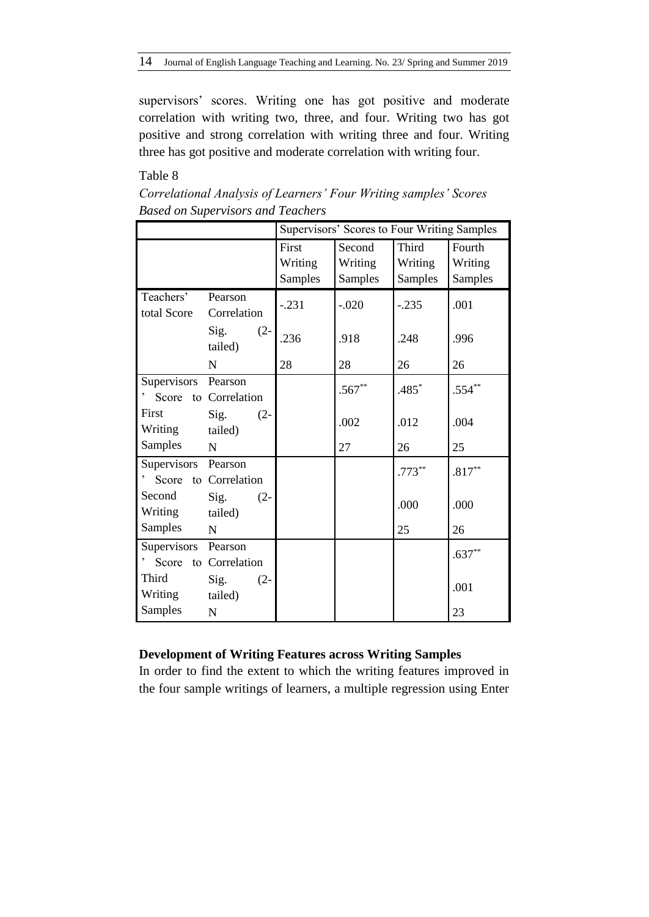supervisors' scores. Writing one has got positive and moderate correlation with writing two, three, and four. Writing two has got positive and strong correlation with writing three and four. Writing three has got positive and moderate correlation with writing four.

Table 8

*Correlational Analysis of Learners' Four Writing samples' Scores Based on Supervisors and Teachers*

| | | Supervisors' Scores to Four Writing Samples | | | |
|---|---|---|---|---|---|
| | | First Writing Samples | Second Writing Samples | Third Writing Samples | Fourth Writing Samples |
| Teachers' total Score | Pearson Correlation | -.231 | -.020 | -.235 | .001 |
| | Sig. (2-tailed) | .236 | .918 | .248 | .996 |
| | N | 28 | 28 | 26 | 26 |
| Supervisors' Score to First Writing Samples | Pearson Correlation | | .567** | .485* | .554** |
| | Sig. (2-tailed) | | .002 | .012 | .004 |
| | N | | 27 | 26 | 25 |
| Supervisors' Score to Second Writing Samples | Pearson Correlation | | | .773** | .817** |
| | Sig. (2-tailed) | | | .000 | .000 |
| | N | | | 25 | 26 |
| Supervisors' Score to Third Writing Samples | Pearson Correlation | | | | .637** |
| | Sig. (2-tailed) | | | | .001 |
| | N | | | | 23 |

**Development of Writing Features across Writing Samples**

In order to find the extent to which the writing features improved in the four sample writings of learners, a multiple regression using Enter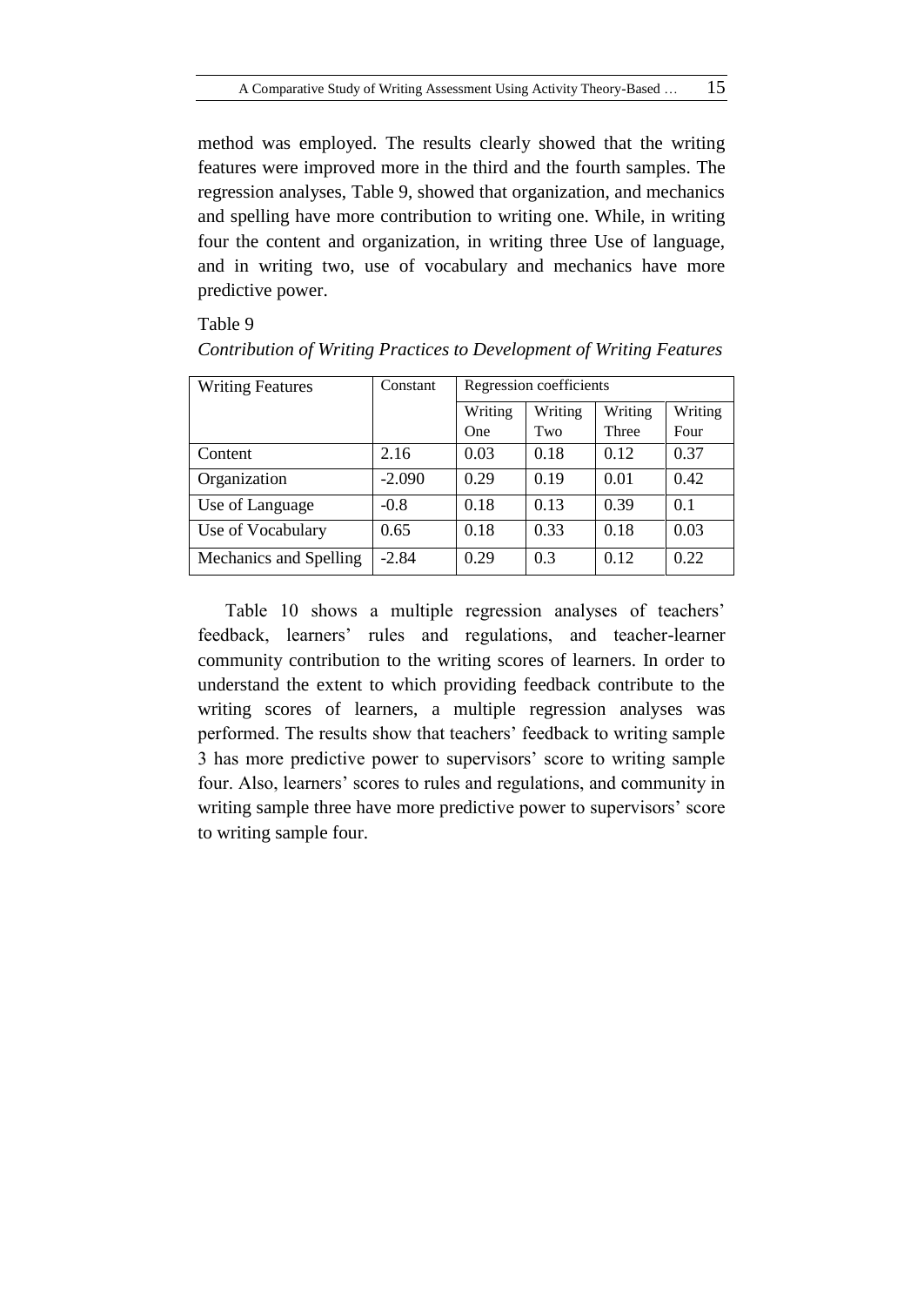method was employed. The results clearly showed that the writing features were improved more in the third and the fourth samples. The regression analyses, Table 9, showed that organization, and mechanics and spelling have more contribution to writing one. While, in writing four the content and organization, in writing three Use of language, and in writing two, use of vocabulary and mechanics have more predictive power.

Table 9

*Contribution of Writing Practices to Development of Writing Features*

| Writing Features | Constant | Regression coefficients | | | |
|---|---|---|---|---|---|
| | | Writing One | Writing Two | Writing Three | Writing Four |
| Content | 2.16 | 0.03 | 0.18 | 0.12 | 0.37 |
| Organization | -2.090 | 0.29 | 0.19 | 0.01 | 0.42 |
| Use of Language | -0.8 | 0.18 | 0.13 | 0.39 | 0.1 |
| Use of Vocabulary | 0.65 | 0.18 | 0.33 | 0.18 | 0.03 |
| Mechanics and Spelling | -2.84 | 0.29 | 0.3 | 0.12 | 0.22 |

Table 10 shows a multiple regression analyses of teachers' feedback, learners' rules and regulations, and teacher-learner community contribution to the writing scores of learners. In order to understand the extent to which providing feedback contribute to the writing scores of learners, a multiple regression analyses was performed. The results show that teachers' feedback to writing sample 3 has more predictive power to supervisors' score to writing sample four. Also, learners' scores to rules and regulations, and community in writing sample three have more predictive power to supervisors' score to writing sample four.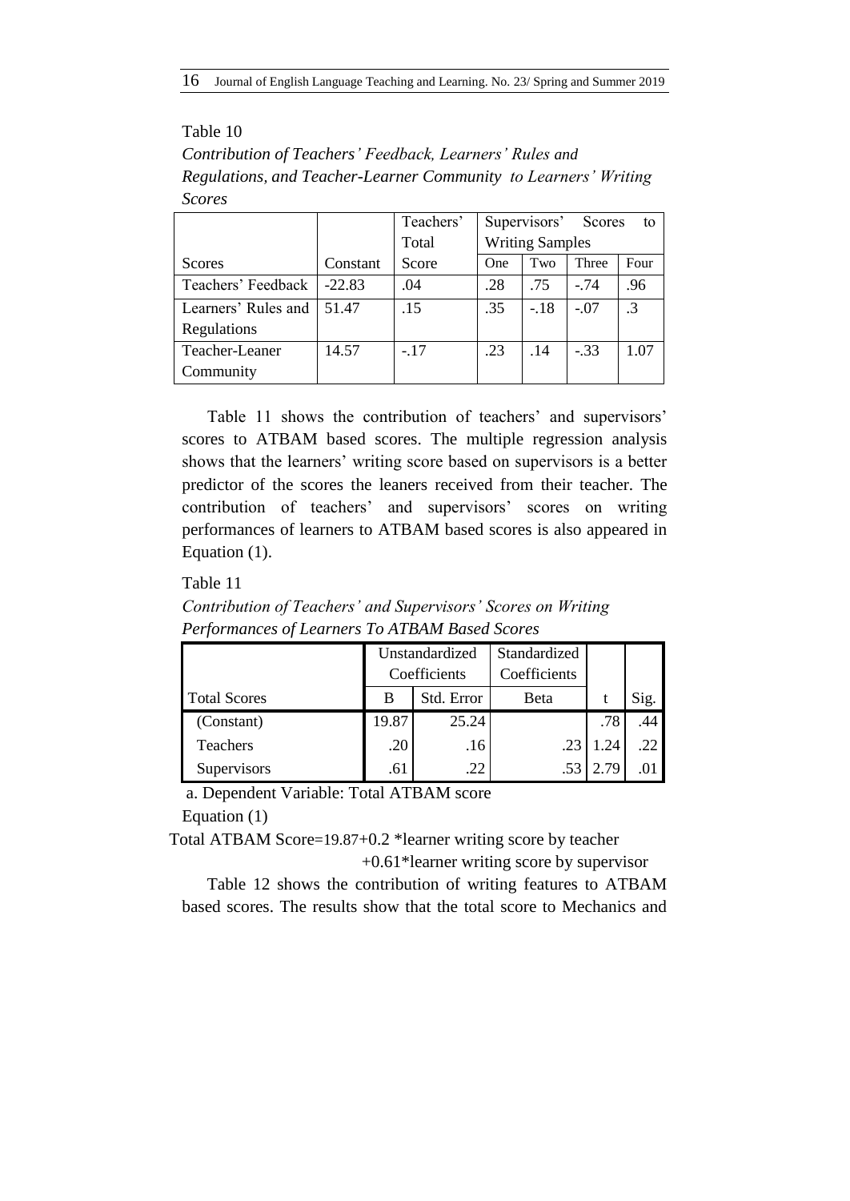Table 10

*Contribution of Teachers' Feedback, Learners' Rules and Regulations, and Teacher-Learner Community to Learners' Writing Scores*

| | | Teachers' Total | Supervisors' Scores to Writing Samples | | | |
|---|---|---|---|---|---|---|
| Scores | Constant | Score | One | Two | Three | Four |
| Teachers' Feedback | -22.83 | .04 | .28 | .75 | -.74 | .96 |
| Learners' Rules and Regulations | 51.47 | .15 | .35 | -.18 | -.07 | .3 |
| Teacher-Leaner Community | 14.57 | -.17 | .23 | .14 | -.33 | 1.07 |

Table 11 shows the contribution of teachers' and supervisors' scores to ATBAM based scores. The multiple regression analysis shows that the learners' writing score based on supervisors is a better predictor of the scores the leaners received from their teacher. The contribution of teachers' and supervisors' scores on writing performances of learners to ATBAM based scores is also appeared in Equation (1).

Table 11

*Contribution of Teachers' and Supervisors' Scores on Writing Performances of Learners To ATBAM Based Scores*

| | Unstandardized Coefficients | | Standardized Coefficients | | |
|---|---|---|---|---|---|
| Total Scores | B | Std. Error | Beta | t | Sig. |
| (Constant) | 19.87 | 25.24 | | .78 | .44 |
| Teachers | .20 | .16 | .23 | 1.24 | .22 |
| Supervisors | .61 | .22 | .53 | 2.79 | .01 |

a. Dependent Variable: Total ATBAM score

Equation (1)

Total ATBAM Score=19.87+0.2 *learner writing score by teacher +0.61*learner writing score by supervisor

Table 12 shows the contribution of writing features to ATBAM based scores. The results show that the total score to Mechanics and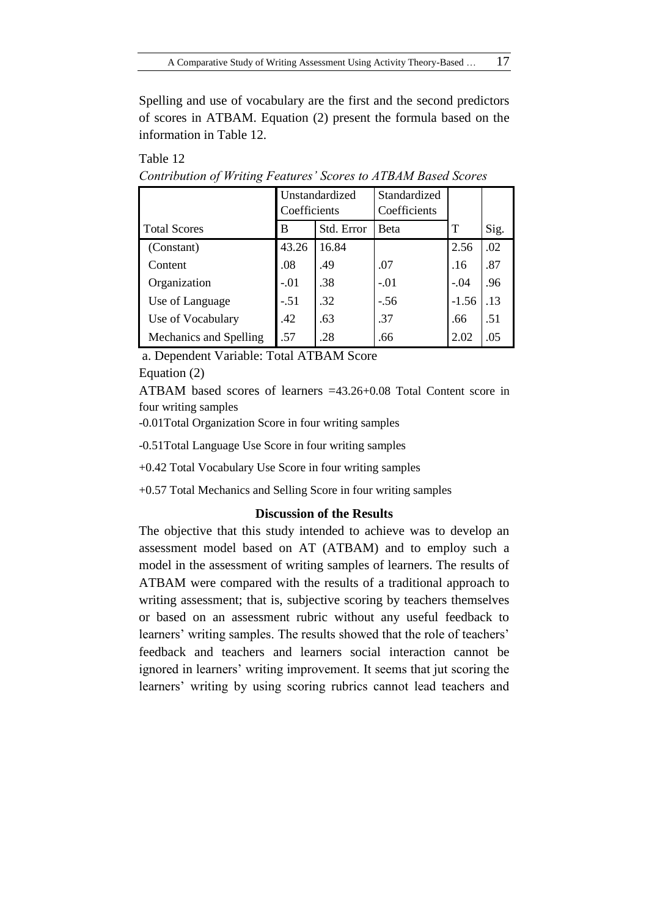Spelling and use of vocabulary are the first and the second predictors of scores in ATBAM. Equation (2) present the formula based on the information in Table 12.

Table 12

*Contribution of Writing Features' Scores to ATBAM Based Scores*

| | Unstandardized Coefficients | | Standardized Coefficients | | |
|---|---|---|---|---|---|
| Total Scores | B | Std. Error | Beta | T | Sig. |
| (Constant) | 43.26 | 16.84 | | 2.56 | .02 |
| Content | .08 | .49 | .07 | .16 | .87 |
| Organization | -.01 | .38 | -.01 | -.04 | .96 |
| Use of Language | -.51 | .32 | -.56 | -1.56 | .13 |
| Use of Vocabulary | .42 | .63 | .37 | .66 | .51 |
| Mechanics and Spelling | .57 | .28 | .66 | 2.02 | .05 |

a. Dependent Variable: Total ATBAM Score

Equation (2)

ATBAM based scores of learners =43.26+0.08 Total Content score in four writing samples

-0.01Total Organization Score in four writing samples

-0.51Total Language Use Score in four writing samples

+0.42 Total Vocabulary Use Score in four writing samples

+0.57 Total Mechanics and Selling Score in four writing samples

## Discussion of the Results

The objective that this study intended to achieve was to develop an assessment model based on AT (ATBAM) and to employ such a model in the assessment of writing samples of learners. The results of ATBAM were compared with the results of a traditional approach to writing assessment; that is, subjective scoring by teachers themselves or based on an assessment rubric without any useful feedback to learners' writing samples. The results showed that the role of teachers' feedback and teachers and learners social interaction cannot be ignored in learners' writing improvement. It seems that jut scoring the learners' writing by using scoring rubrics cannot lead teachers and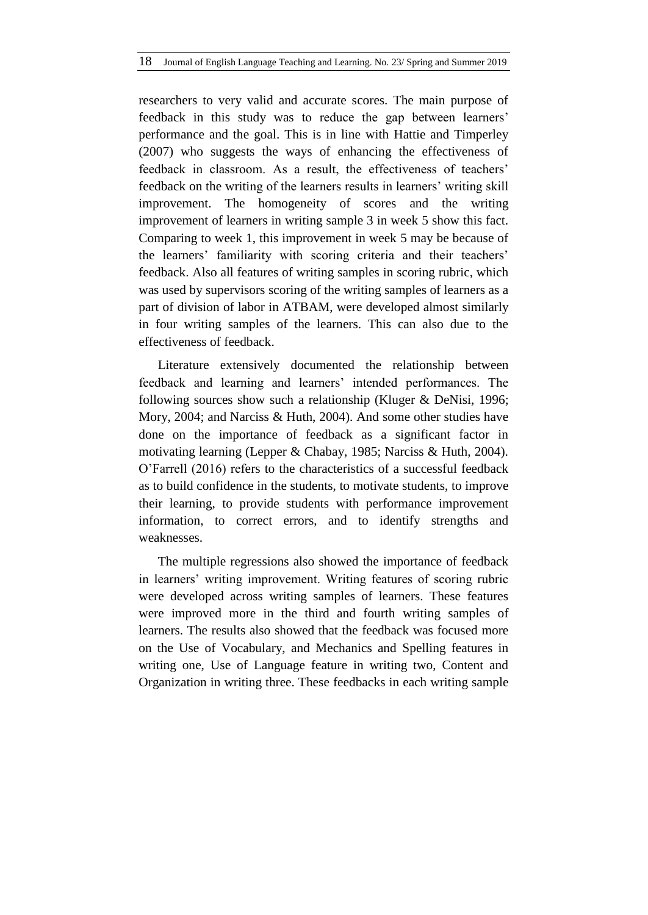researchers to very valid and accurate scores. The main purpose of feedback in this study was to reduce the gap between learners' performance and the goal. This is in line with Hattie and Timperley (2007) who suggests the ways of enhancing the effectiveness of feedback in classroom. As a result, the effectiveness of teachers' feedback on the writing of the learners results in learners' writing skill improvement. The homogeneity of scores and the writing improvement of learners in writing sample 3 in week 5 show this fact. Comparing to week 1, this improvement in week 5 may be because of the learners' familiarity with scoring criteria and their teachers' feedback. Also all features of writing samples in scoring rubric, which was used by supervisors scoring of the writing samples of learners as a part of division of labor in ATBAM, were developed almost similarly in four writing samples of the learners. This can also due to the effectiveness of feedback.

Literature extensively documented the relationship between feedback and learning and learners' intended performances. The following sources show such a relationship (Kluger & DeNisi, 1996; Mory, 2004; and Narciss & Huth, 2004). And some other studies have done on the importance of feedback as a significant factor in motivating learning (Lepper & Chabay, 1985; Narciss & Huth, 2004). O'Farrell (2016) refers to the characteristics of a successful feedback as to build confidence in the students, to motivate students, to improve their learning, to provide students with performance improvement information, to correct errors, and to identify strengths and weaknesses.

The multiple regressions also showed the importance of feedback in learners' writing improvement. Writing features of scoring rubric were developed across writing samples of learners. These features were improved more in the third and fourth writing samples of learners. The results also showed that the feedback was focused more on the Use of Vocabulary, and Mechanics and Spelling features in writing one, Use of Language feature in writing two, Content and Organization in writing three. These feedbacks in each writing sample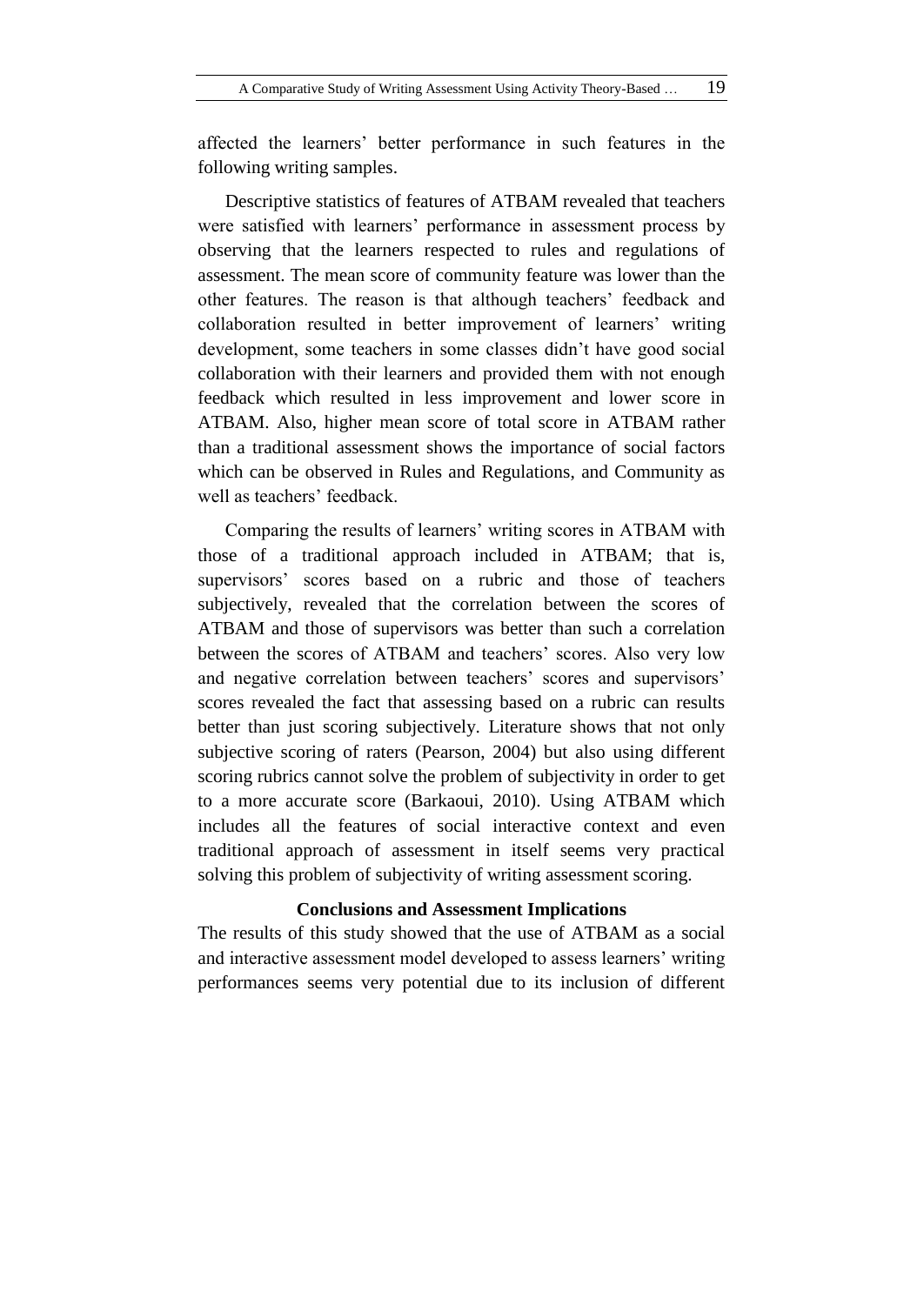affected the learners' better performance in such features in the following writing samples.

Descriptive statistics of features of ATBAM revealed that teachers were satisfied with learners' performance in assessment process by observing that the learners respected to rules and regulations of assessment. The mean score of community feature was lower than the other features. The reason is that although teachers' feedback and collaboration resulted in better improvement of learners' writing development, some teachers in some classes didn't have good social collaboration with their learners and provided them with not enough feedback which resulted in less improvement and lower score in ATBAM. Also, higher mean score of total score in ATBAM rather than a traditional assessment shows the importance of social factors which can be observed in Rules and Regulations, and Community as well as teachers' feedback.

Comparing the results of learners' writing scores in ATBAM with those of a traditional approach included in ATBAM; that is, supervisors' scores based on a rubric and those of teachers subjectively, revealed that the correlation between the scores of ATBAM and those of supervisors was better than such a correlation between the scores of ATBAM and teachers' scores. Also very low and negative correlation between teachers' scores and supervisors' scores revealed the fact that assessing based on a rubric can results better than just scoring subjectively. Literature shows that not only subjective scoring of raters (Pearson, 2004) but also using different scoring rubrics cannot solve the problem of subjectivity in order to get to a more accurate score (Barkaoui, 2010). Using ATBAM which includes all the features of social interactive context and even traditional approach of assessment in itself seems very practical solving this problem of subjectivity of writing assessment scoring.

## Conclusions and Assessment Implications

The results of this study showed that the use of ATBAM as a social and interactive assessment model developed to assess learners' writing performances seems very potential due to its inclusion of different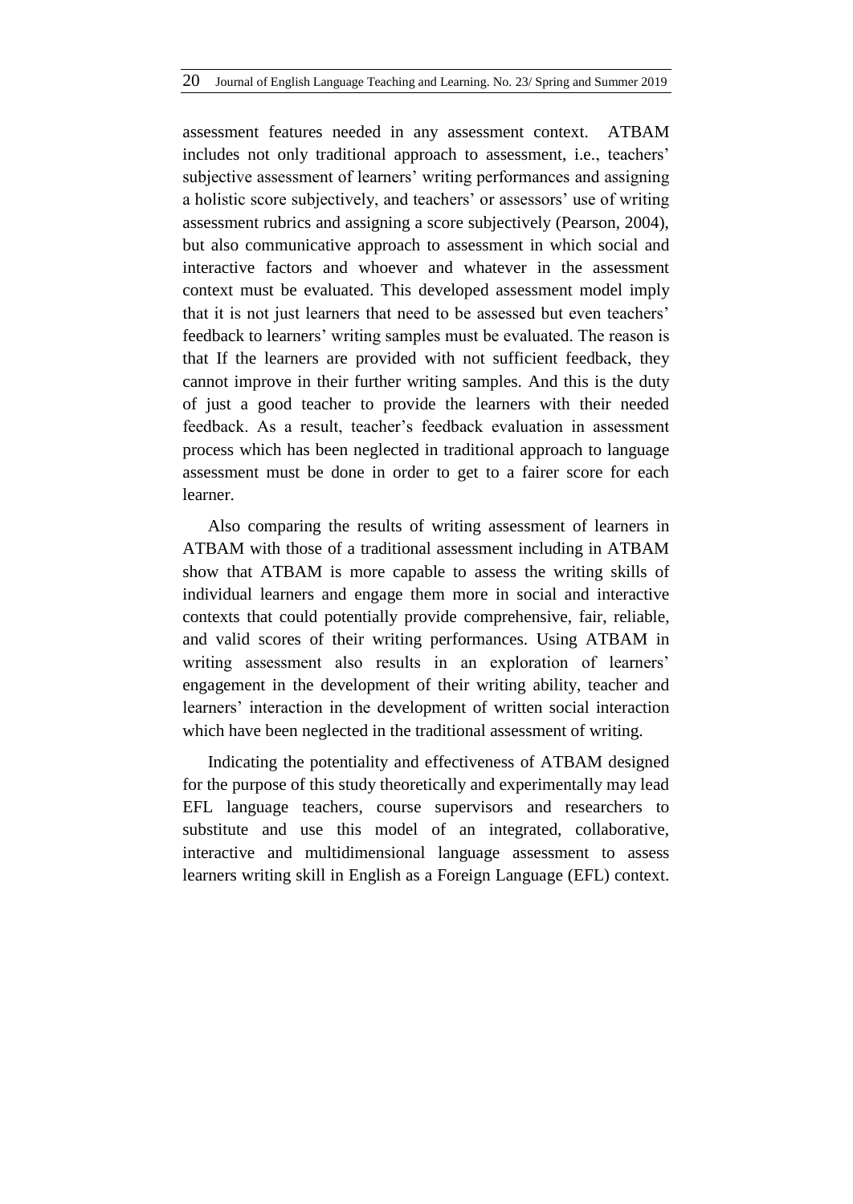assessment features needed in any assessment context. ATBAM includes not only traditional approach to assessment, i.e., teachers' subjective assessment of learners' writing performances and assigning a holistic score subjectively, and teachers' or assessors' use of writing assessment rubrics and assigning a score subjectively (Pearson, 2004), but also communicative approach to assessment in which social and interactive factors and whoever and whatever in the assessment context must be evaluated. This developed assessment model imply that it is not just learners that need to be assessed but even teachers' feedback to learners' writing samples must be evaluated. The reason is that If the learners are provided with not sufficient feedback, they cannot improve in their further writing samples. And this is the duty of just a good teacher to provide the learners with their needed feedback. As a result, teacher's feedback evaluation in assessment process which has been neglected in traditional approach to language assessment must be done in order to get to a fairer score for each learner.

Also comparing the results of writing assessment of learners in ATBAM with those of a traditional assessment including in ATBAM show that ATBAM is more capable to assess the writing skills of individual learners and engage them more in social and interactive contexts that could potentially provide comprehensive, fair, reliable, and valid scores of their writing performances. Using ATBAM in writing assessment also results in an exploration of learners' engagement in the development of their writing ability, teacher and learners' interaction in the development of written social interaction which have been neglected in the traditional assessment of writing.

Indicating the potentiality and effectiveness of ATBAM designed for the purpose of this study theoretically and experimentally may lead EFL language teachers, course supervisors and researchers to substitute and use this model of an integrated, collaborative, interactive and multidimensional language assessment to assess learners writing skill in English as a Foreign Language (EFL) context.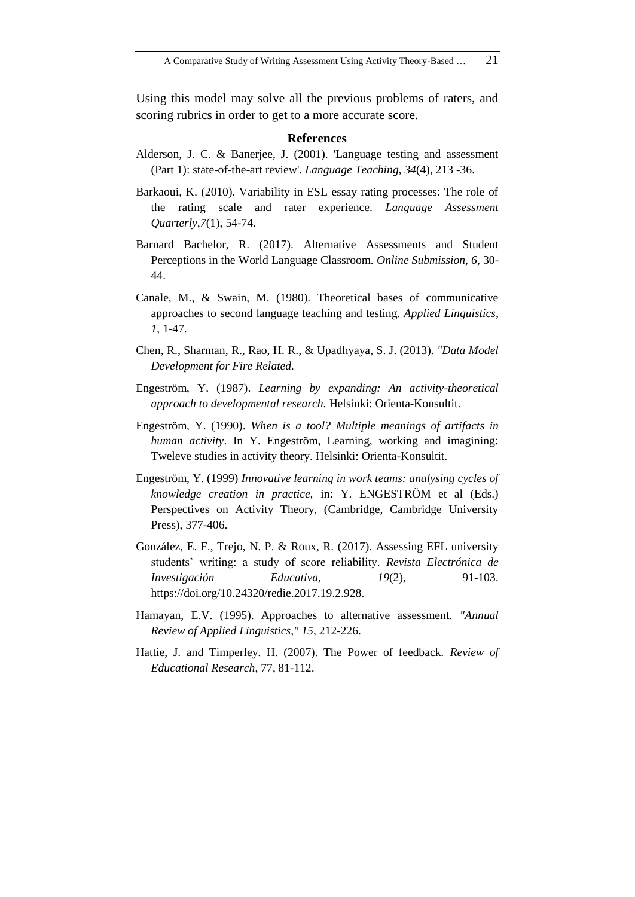Using this model may solve all the previous problems of raters, and scoring rubrics in order to get to a more accurate score.

## References

Alderson, J. C. & Banerjee, J. (2001). 'Language testing and assessment (Part 1): state-of-the-art review'. *Language Teaching*, *34*(4), 213 -36.

Barkaoui, K. (2010). Variability in ESL essay rating processes: The role of the rating scale and rater experience. *Language Assessment Quarterly*,*7*(1), 54-74.

Barnard Bachelor, R. (2017). Alternative Assessments and Student Perceptions in the World Language Classroom. *Online Submission*, *6*, 30-44.

Canale, M., & Swain, M. (1980). Theoretical bases of communicative approaches to second language teaching and testing. *Applied Linguistics*, *1*, 1-47.

Chen, R., Sharman, R., Rao, H. R., & Upadhyaya, S. J. (2013). *"Data Model Development for Fire Related.*

Engeström, Y. (1987). *Learning by expanding: An activity-theoretical approach to developmental research*. Helsinki: Orienta-Konsultit.

Engeström, Y. (1990). *When is a tool? Multiple meanings of artifacts in human activity*. In Y. Engeström, Learning, working and imagining: Tweleve studies in activity theory. Helsinki: Orienta-Konsultit.

Engeström, Y. (1999) *Innovative learning in work teams: analysing cycles of knowledge creation in practice,* in: Y. ENGESTRÖM et al (Eds.) Perspectives on Activity Theory, (Cambridge, Cambridge University Press), 377-406.

González, E. F., Trejo, N. P. & Roux, R. (2017). Assessing EFL university students' writing: a study of score reliability. *Revista Electrónica de Investigación Educativa*, *19*(2), 91-103. https://doi.org/10.24320/redie.2017.19.2.928.

Hamayan, E.V. (1995). Approaches to alternative assessment. *"Annual Review of Applied Linguistics," 15*, 212-226.

Hattie, J. and Timperley. H. (2007). The Power of feedback. *Review of Educational Research*, 77, 81-112.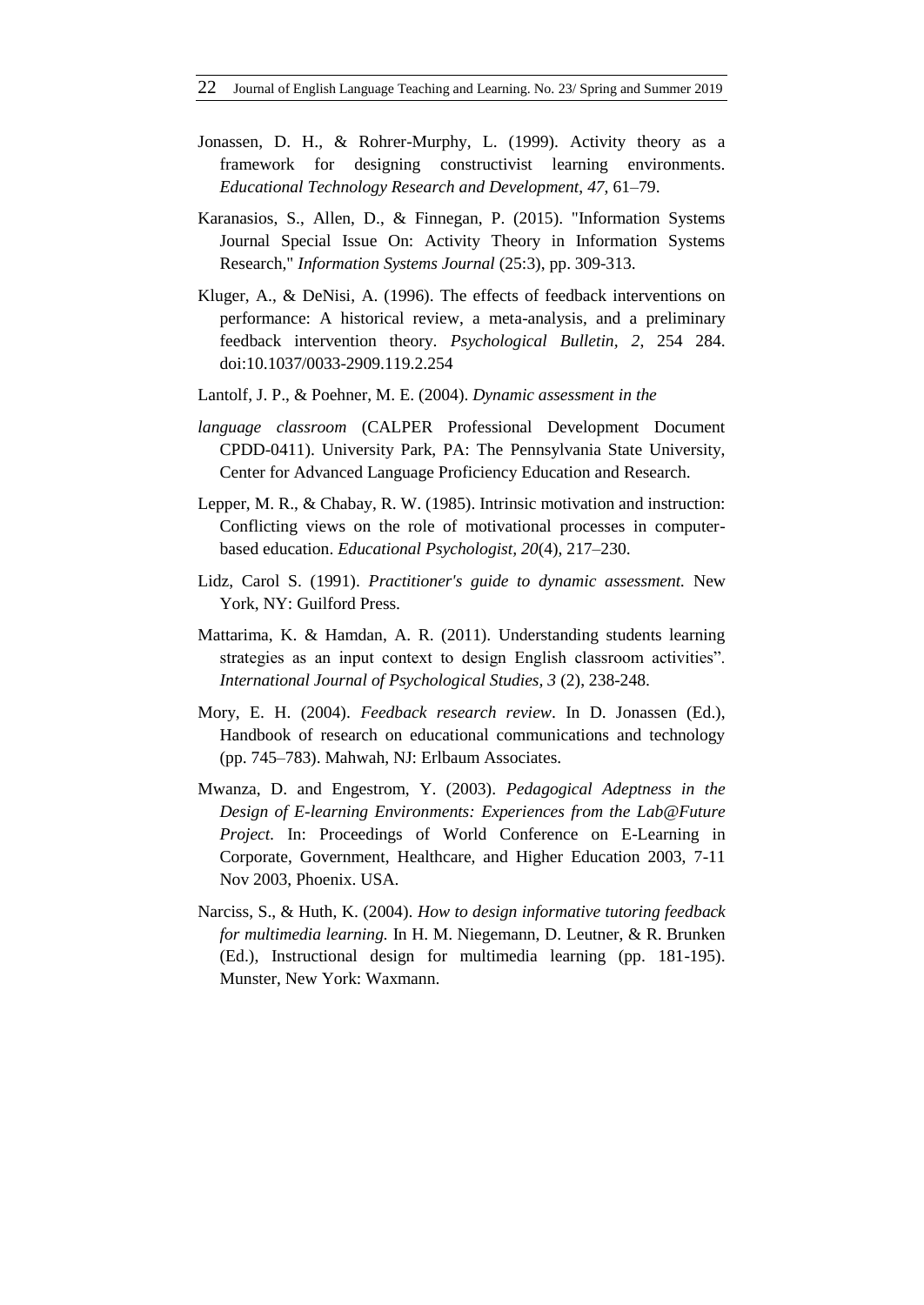Jonassen, D. H., & Rohrer-Murphy, L. (1999). Activity theory as a framework for designing constructivist learning environments. *Educational Technology Research and Development*, *47*, 61–79.

Karanasios, S., Allen, D., & Finnegan, P. (2015). "Information Systems Journal Special Issue On: Activity Theory in Information Systems Research," *Information Systems Journal* (25:3), pp. 309-313.

Kluger, A., & DeNisi, A. (1996). The effects of feedback interventions on performance: A historical review, a meta-analysis, and a preliminary feedback intervention theory. *Psychological Bulletin*, *2*, 254 284. doi:10.1037/0033-2909.119.2.254

Lantolf, J. P., & Poehner, M. E. (2004). *Dynamic assessment in the*

*language classroom* (CALPER Professional Development Document CPDD-0411). University Park, PA: The Pennsylvania State University, Center for Advanced Language Proficiency Education and Research.

Lepper, M. R., & Chabay, R. W. (1985). Intrinsic motivation and instruction: Conflicting views on the role of motivational processes in computer-based education. *Educational Psychologist, 20*(4), 217–230.

Lidz, Carol S. (1991). *Practitioner's guide to dynamic assessment.* New York, NY: Guilford Press.

Mattarima, K. & Hamdan, A. R. (2011). Understanding students learning strategies as an input context to design English classroom activities". *International Journal of Psychological Studies, 3* (2), 238-248.

Mory, E. H. (2004). *Feedback research review*. In D. Jonassen (Ed.), Handbook of research on educational communications and technology (pp. 745–783). Mahwah, NJ: Erlbaum Associates.

Mwanza, D. and Engestrom, Y. (2003). *Pedagogical Adeptness in the Design of E-learning Environments: Experiences from the Lab@Future Project.* In: Proceedings of World Conference on E-Learning in Corporate, Government, Healthcare, and Higher Education 2003, 7-11 Nov 2003, Phoenix. USA.

Narciss, S., & Huth, K. (2004). *How to design informative tutoring feedback for multimedia learning.* In H. M. Niegemann, D. Leutner, & R. Brunken (Ed.), Instructional design for multimedia learning (pp. 181-195). Munster, New York: Waxmann.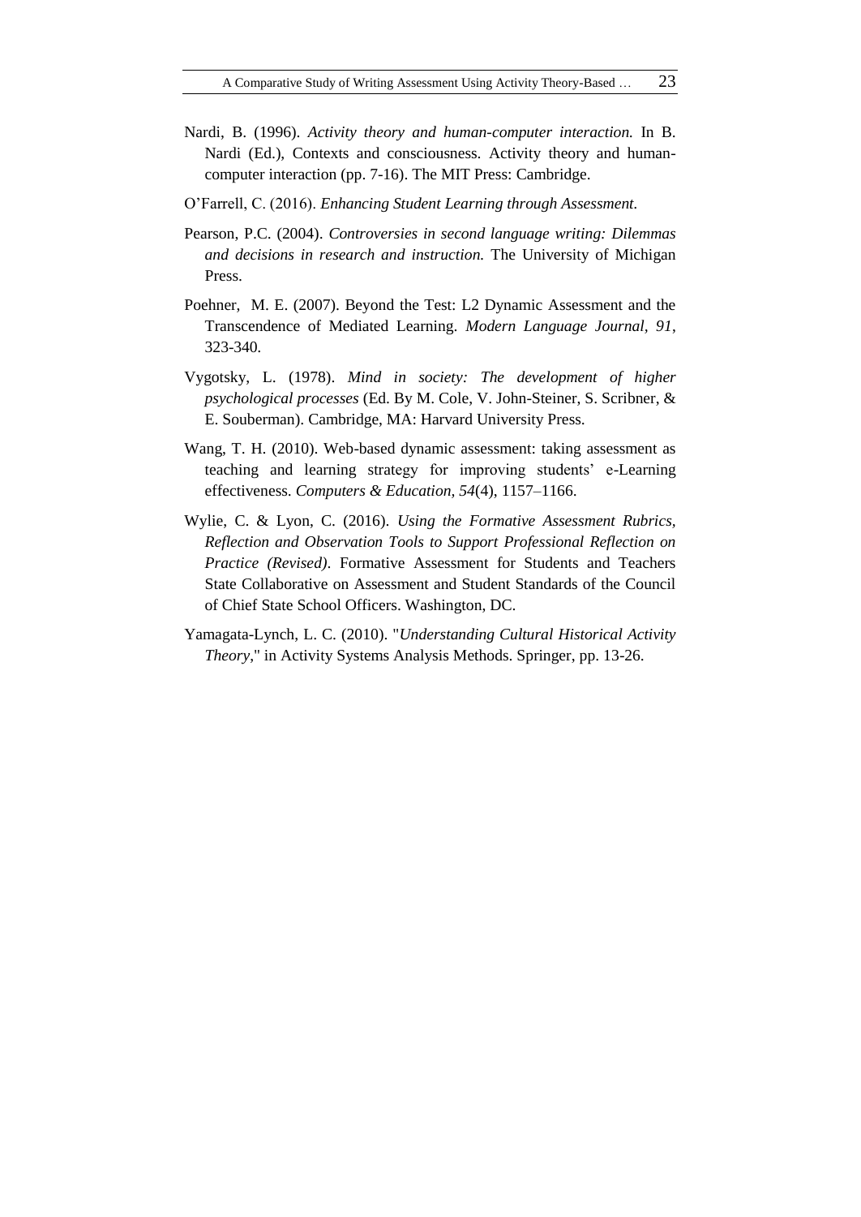Nardi, B. (1996). *Activity theory and human-computer interaction.* In B. Nardi (Ed.), Contexts and consciousness. Activity theory and human-computer interaction (pp. 7-16). The MIT Press: Cambridge.

O'Farrell, C. (2016). *Enhancing Student Learning through Assessment.*

Pearson, P.C. (2004). *Controversies in second language writing: Dilemmas and decisions in research and instruction.* The University of Michigan Press.

Poehner, M. E. (2007). Beyond the Test: L2 Dynamic Assessment and the Transcendence of Mediated Learning. *Modern Language Journal, 91*, 323-340.

Vygotsky, L. (1978). *Mind in society: The development of higher psychological processes* (Ed. By M. Cole, V. John-Steiner, S. Scribner, & E. Souberman). Cambridge, MA: Harvard University Press.

Wang, T. H. (2010). Web-based dynamic assessment: taking assessment as teaching and learning strategy for improving students' e-Learning effectiveness. *Computers & Education, 54*(4), 1157–1166.

Wylie, C. & Lyon, C. (2016). *Using the Formative Assessment Rubrics, Reflection and Observation Tools to Support Professional Reflection on Practice (Revised)*. Formative Assessment for Students and Teachers State Collaborative on Assessment and Student Standards of the Council of Chief State School Officers. Washington, DC.

Yamagata-Lynch, L. C. (2010). "*Understanding Cultural Historical Activity Theory*," in Activity Systems Analysis Methods. Springer, pp. 13-26.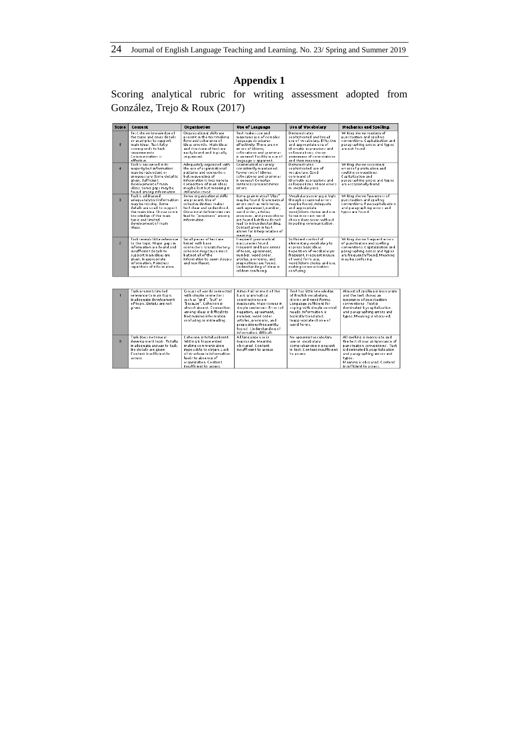# Appendix 1

Scoring analytical rubric for writing assessment adopted from González, Trejo & Roux (2017)

| Score | Content | Organization | Use of Language | Use of Vocabulary | Mechanics and Spelling |
|---|---|---|---|---|---|
| 5 | Text shows knowledge of the topic and gives details or examples to support main ideas. Text fully corresponds to task requirements. Communication is effective. | Organizational skills are present in the text making flow and coherence of ideas smooth. Main ideas and structure of text are easily found and logically sequenced. | Text makes use and maintains use of complex language structures effectively. There are no errors of idioms, collocations and grammar in general. Facility in use of language is apparent. | Demonstrates sophisticated and broad use of vocabulary. Effective and appropriate use of idiomatic expressions and colloquialisms; shows awareness of connotations and their meaning. | Writing shows mastery of punctuation and spelling conventions. Capitalization and paragraphing errors and typos are not found. |
| 4 | Task is answered in its majority but information may be redundant or unnecessary. Some detail is given. Sufficient development of main ideas. Some gaps may be found among information. | Adequately organized with the use of organizational patterns and connectors but sequencing of information is incomplete. Connection of main ideas may be lost but meaning is still understood. | Grammatical accuracy consistently maintained. Fewer errors of idioms, collocations and grammar in general. Complex sentences present minor errors. | Demonstrates sophisticated use of vocabulary. Good command of idiomatic expressions and colloquialisms. Minor errors in vocabulary use. | Writing shows occasional errors of punctuation and spelling conventions. Capitalization and paragraphing errors and typos are occasionally found. |
| 3 | Task is addressed adequately but information may be missing. Some details are used to support the main idea. Shows some knowledge of the main topic and limited development of main ideas. | Some organizational skills are present. Use of cohesive devices makes text clear and understood. Occasional deficiencies can lead to "jumpiness" among information. | Some grammatical "slips" may be found. Grammatical errors such as verb tense, verb agreement, number, word order, articles, pronouns, and prepositions are found but they do not lead to misunderstanding. Context given in text allows for interpretation of meaning. | Vocabulary accuracy is high though occasional errors may be found. Adequate and appropriate word/idiom choice and use. Some incorrect word choice does occur without impeding communication. | Writing shows few errors of punctuation and spelling conventions. Capitalization and paragraphing errors and typos are found. |
| 2 | Task reveals little relevance to the topic. Major gaps in information are found and insufficient details to support main ideas are given. Inappropriate information. Pointless repetition of information. | Small pieces of text are linked with basic connectors. Unsatisfactory cohesion may cause most but not all of the information to seem sloppy and non-fluent. | Frequent grammatical inaccuracies found. Frequent and basic errors of tense, agreement, number, word order, articles, pronouns, and prepositions are found. Understanding of ideas is seldom confusing. | Sufficient control of elementary vocabulary to express basic ideas. Repetition of vocabulary is frequent. Frequent misuse of word form use, word/idiom choice and use, making communication confusing. | Writing shows frequent errors of punctuation and spelling conventions. Capitalization and paragraphing errors and typos are frequently found. Meaning may be confusing. |
| 1 | Task presents limited relevance to main topic. Inadequate development of topic. Details are not given. | Groups of words connected with simple connectors such as "and", "but" or "because". Cohesion is almost absent. Connection among ideas is difficult to find making information confusing or misleading. | Almost all or most of the basic grammatical constructions are inaccurate. Major issues in simple sentences. Errors of negation, agreement, number, word order, articles, pronouns, and prepositions frequently found. Understanding of information difficult. | Text has little knowledge of English vocabulary, idioms and word forms. Language sufficient for coping with simple survival needs. Information is basically translated. Inappropriate choice of word forms. | Almost all spelling is inaccurate and the text shows an ignorance of punctuation conventions. Text is dominated by capitalization and paragraphing errors and typos. Meaning is obscured. |
| 0 | Task does not reveal development topic. Totally inadequate answer to task. No details are given. Content insufficient to assess. | Cohesion is totally absent. Writing is fragmented making communication impossible to obtain. Lack of structure in information leads to absence of organization. Content insufficient to assess. | All language use is inaccurate. Meaning obscured. Content insufficient to assess. | No apparent vocabulary use or vocabulary comprehension is present in text. Content insufficient to assess. | All spelling is inaccurate and the text shows an ignorance of punctuation conventions. Text is dominated by capitalization and paragraphing errors and typos. Meaning is obscured. Content insufficient to assess. |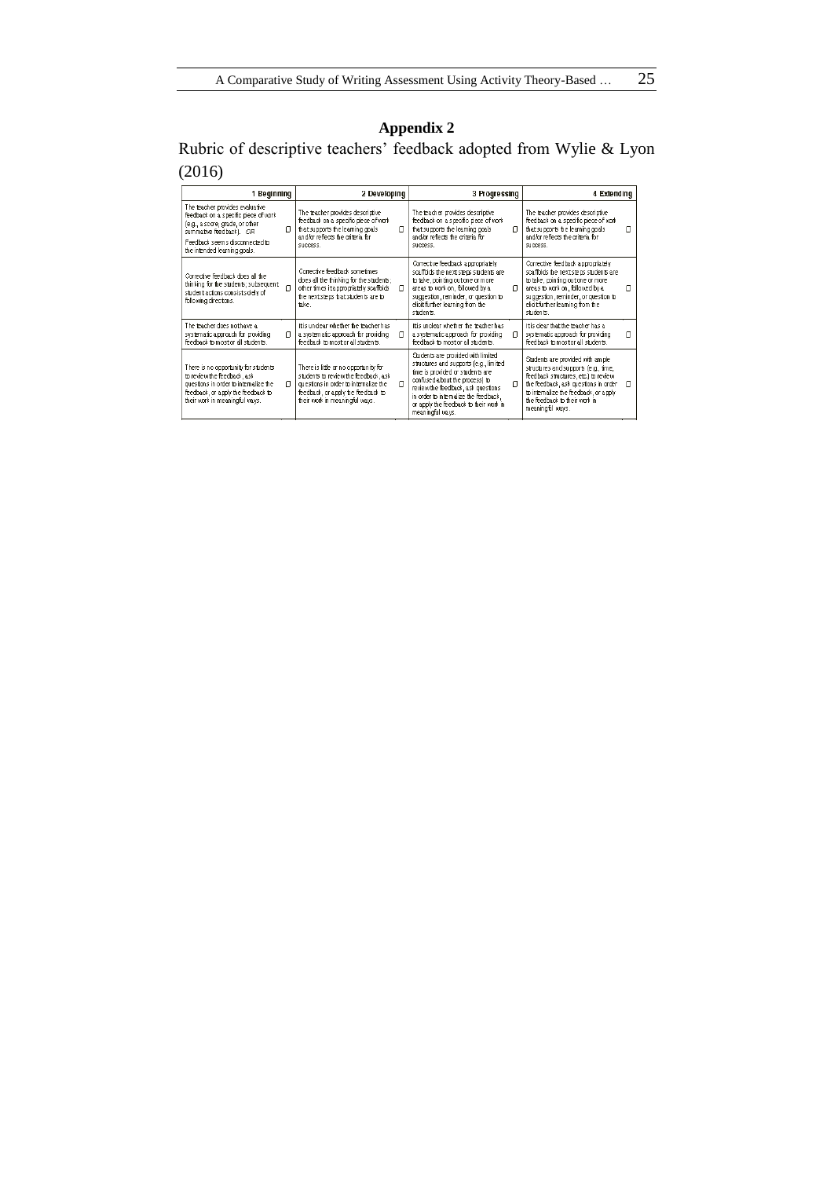## Appendix 2

Rubric of descriptive teachers' feedback adopted from Wylie & Lyon (2016)

| 1 Beginning | 2 Developing | 3 Progressing | 4 Extending |
|---|---|---|---|
| The teacher provides evaluative feedback on a specific piece of work (e.g., a score, grade, or other summative feedback). OR Feedback seems disconnected to the intended learning goals. ☐ | The teacher provides descriptive feedback on a specific piece of work that supports the learning goals and/or reflects the criteria for success. ☐ | The teacher provides descriptive feedback on a specific piece of work that supports the learning goals and/or reflects the criteria for success. ☐ | The teacher provides descriptive feedback on a specific piece of work that supports the learning goals and/or reflects the criteria for success. ☐ |
| Corrective feedback does all the thinking for the students; subsequent student actions consist solely of following directions. ☐ | Corrective feedback sometimes does all the thinking for the students; other times it appropriately scaffolds the next steps that students are to take. ☐ | Corrective feedback appropriately scaffolds the next steps students are to take, pointing out one or more areas to work on, followed by a suggestion, reminder, or question to elicit further learning from the students. ☐ | Corrective feedback appropriately scaffolds the next steps students are to take, pointing out one or more areas to work on, followed by a suggestion, reminder, or question to elicit further learning from the students. ☐ |
| The teacher does not have a systematic approach for providing feedback to most or all students. ☐ | It is unclear whether the teacher has a systematic approach for providing feedback to most or all students. ☐ | It is unclear whether the teacher has a systematic approach for providing feedback to most or all students. ☐ | It is clear that the teacher has a systematic approach for providing feedback to most or all students. ☐ |
| There is no opportunity for students to review the feedback, ask questions in order to internalize the feedback, or apply the feedback to their work in meaningful ways. ☐ | There is little or no opportunity for students to review the feedback, ask questions in order to internalize the feedback, or apply the feedback to their work in meaningful ways. ☐ | Students are provided with limited structures and supports (e.g., limited time is provided or students are confused about the process) to review the feedback, ask questions in order to internalize the feedback, or apply the feedback to their work in meaningful ways. ☐ | Students are provided with ample structures and supports (e.g., time, feedback structures, etc.) to review the feedback, ask questions in order to internalize the feedback, or apply the feedback to their work in meaningful ways. ☐ |